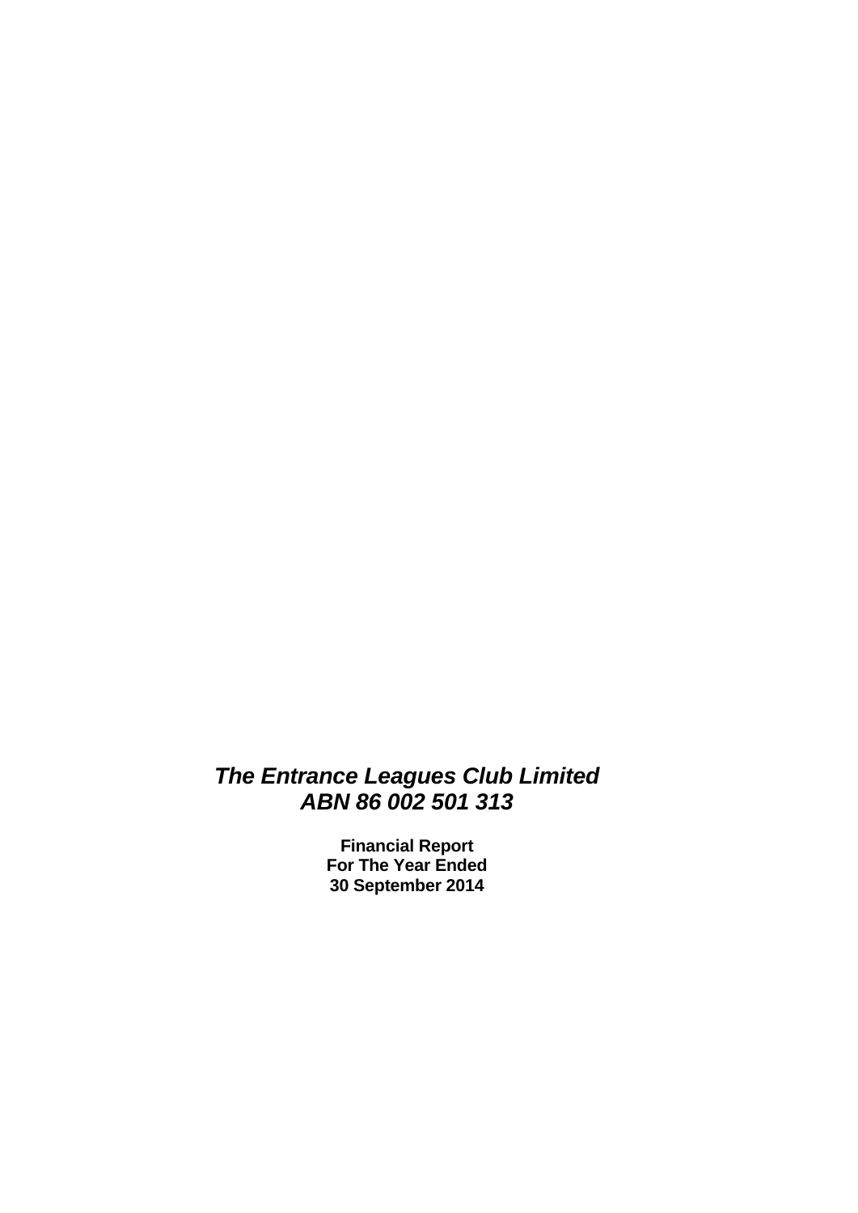# *The Entrance Leagues Club Limited*
# *ABN 86 002 501 313*

**Financial Report**
**For The Year Ended**
**30 September 2014**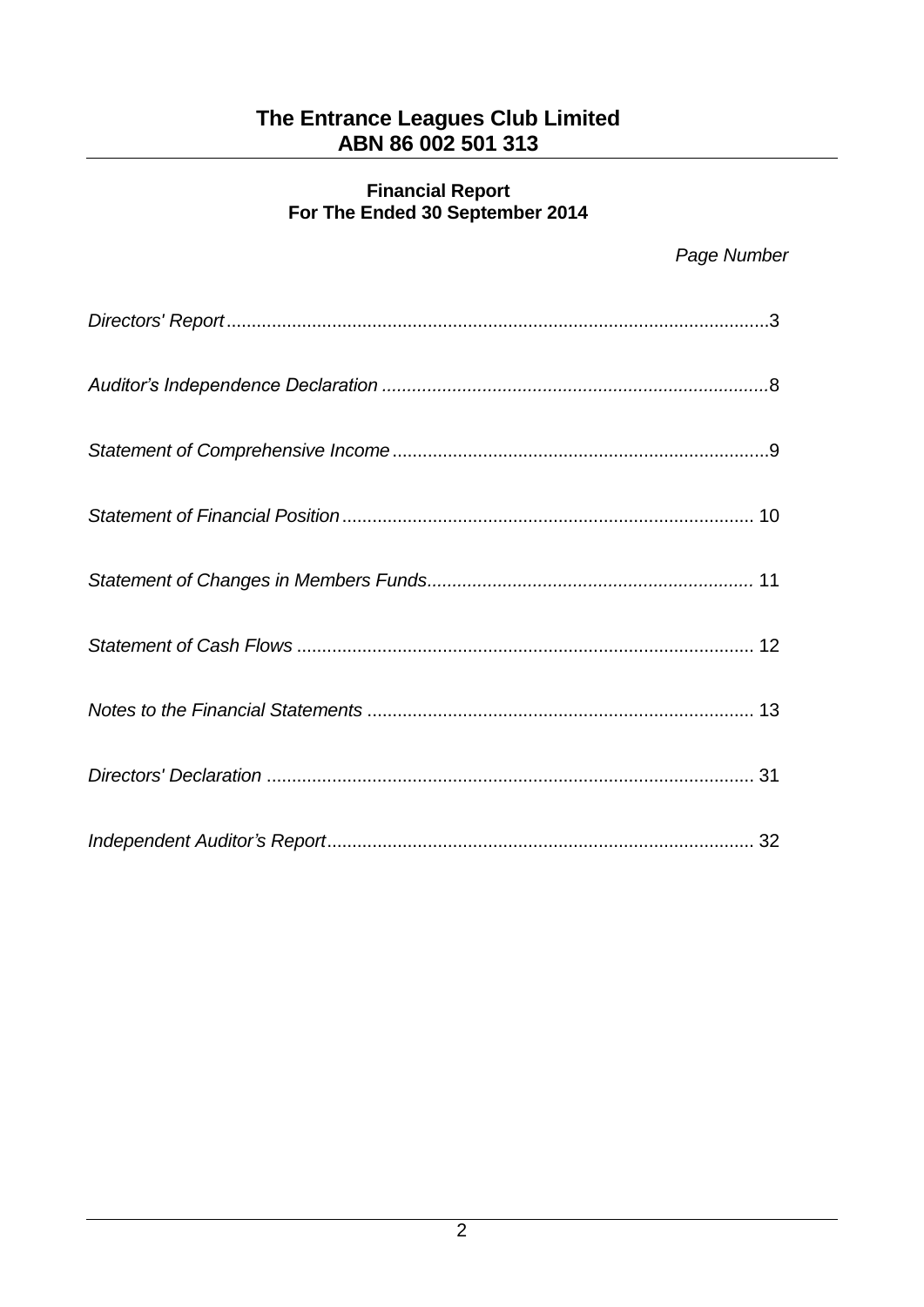# The Entrance Leagues Club Limited
## ABN 86 002 501 313

### Financial Report
### For The Ended 30 September 2014

| | *Page Number* |
|---|---|
| *Directors' Report* | 3 |
| *Auditor's Independence Declaration* | 8 |
| *Statement of Comprehensive Income* | 9 |
| *Statement of Financial Position* | 10 |
| *Statement of Changes in Members Funds* | 11 |
| *Statement of Cash Flows* | 12 |
| *Notes to the Financial Statements* | 13 |
| *Directors' Declaration* | 31 |
| *Independent Auditor's Report* | 32 |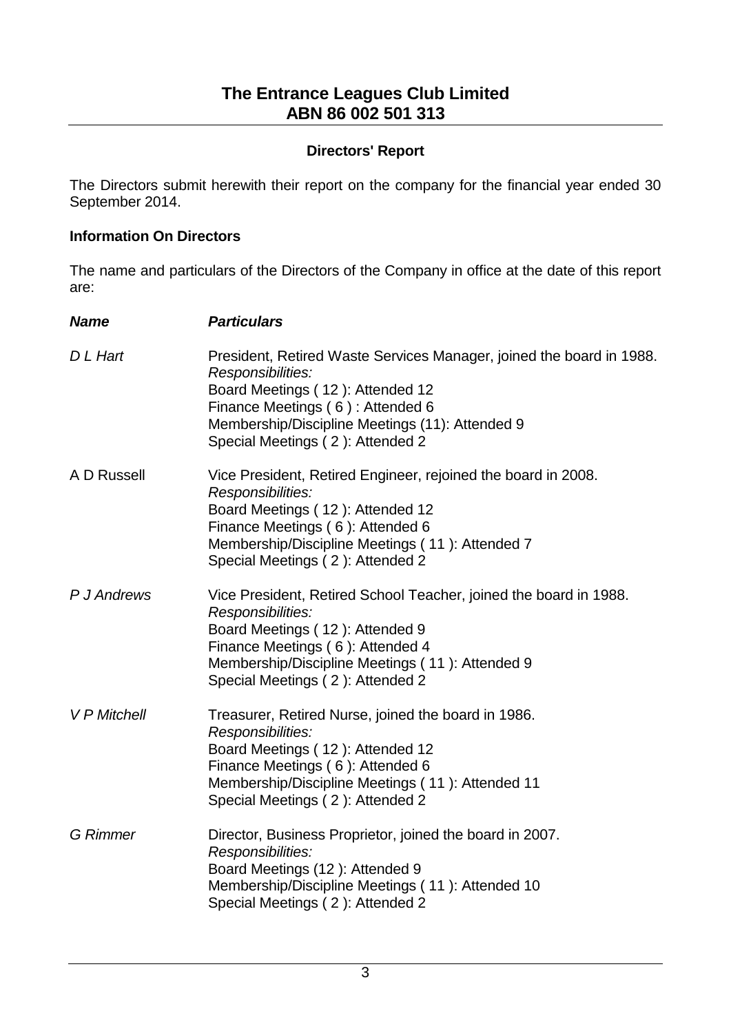# The Entrance Leagues Club Limited
# ABN 86 002 501 313

## Directors' Report

The Directors submit herewith their report on the company for the financial year ended 30 September 2014.

### Information On Directors

The name and particulars of the Directors of the Company in office at the date of this report are:

| ***Name*** | ***Particulars*** |
|---|---|
| *D L Hart* | President, Retired Waste Services Manager, joined the board in 1988.<br>*Responsibilities:*<br>Board Meetings ( 12 ): Attended 12<br>Finance Meetings ( 6 ) : Attended 6<br>Membership/Discipline Meetings (11): Attended 9<br>Special Meetings ( 2 ): Attended 2 |
| A D Russell | Vice President, Retired Engineer, rejoined the board in 2008.<br>*Responsibilities:*<br>Board Meetings ( 12 ): Attended 12<br>Finance Meetings ( 6 ): Attended 6<br>Membership/Discipline Meetings ( 11 ): Attended 7<br>Special Meetings ( 2 ): Attended 2 |
| *P J Andrews* | Vice President, Retired School Teacher, joined the board in 1988.<br>*Responsibilities:*<br>Board Meetings ( 12 ): Attended 9<br>Finance Meetings ( 6 ): Attended 4<br>Membership/Discipline Meetings ( 11 ): Attended 9<br>Special Meetings ( 2 ): Attended 2 |
| *V P Mitchell* | Treasurer, Retired Nurse, joined the board in 1986.<br>*Responsibilities:*<br>Board Meetings ( 12 ): Attended 12<br>Finance Meetings ( 6 ): Attended 6<br>Membership/Discipline Meetings ( 11 ): Attended 11<br>Special Meetings ( 2 ): Attended 2 |
| *G Rimmer* | Director, Business Proprietor, joined the board in 2007.<br>*Responsibilities:*<br>Board Meetings (12 ): Attended 9<br>Membership/Discipline Meetings ( 11 ): Attended 10<br>Special Meetings ( 2 ): Attended 2 |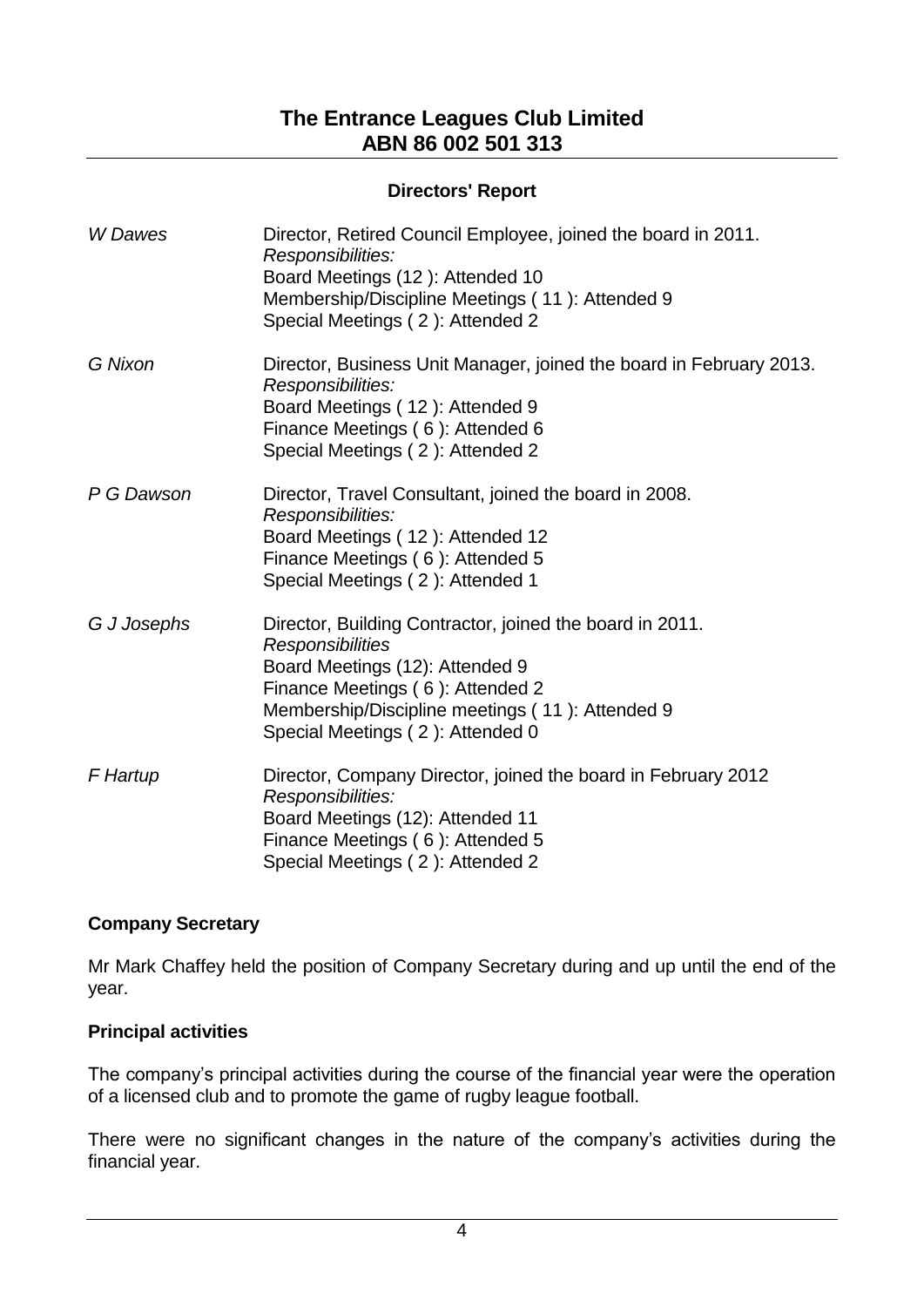# The Entrance Leagues Club Limited
# ABN 86 002 501 313

## Directors' Report

*W Dawes*

Director, Retired Council Employee, joined the board in 2011.
*Responsibilities:*
Board Meetings (12 ): Attended 10
Membership/Discipline Meetings ( 11 ): Attended 9
Special Meetings ( 2 ): Attended 2

*G Nixon*

Director, Business Unit Manager, joined the board in February 2013.
*Responsibilities:*
Board Meetings ( 12 ): Attended 9
Finance Meetings ( 6 ): Attended 6
Special Meetings ( 2 ): Attended 2

*P G Dawson*

Director, Travel Consultant, joined the board in 2008.
*Responsibilities:*
Board Meetings ( 12 ): Attended 12
Finance Meetings ( 6 ): Attended 5
Special Meetings ( 2 ): Attended 1

*G J Josephs*

Director, Building Contractor, joined the board in 2011.
*Responsibilities*
Board Meetings (12): Attended 9
Finance Meetings ( 6 ): Attended 2
Membership/Discipline meetings ( 11 ): Attended 9
Special Meetings ( 2 ): Attended 0

*F Hartup*

Director, Company Director, joined the board in February 2012
*Responsibilities:*
Board Meetings (12): Attended 11
Finance Meetings ( 6 ): Attended 5
Special Meetings ( 2 ): Attended 2

### Company Secretary

Mr Mark Chaffey held the position of Company Secretary during and up until the end of the year.

### Principal activities

The company's principal activities during the course of the financial year were the operation of a licensed club and to promote the game of rugby league football.

There were no significant changes in the nature of the company's activities during the financial year.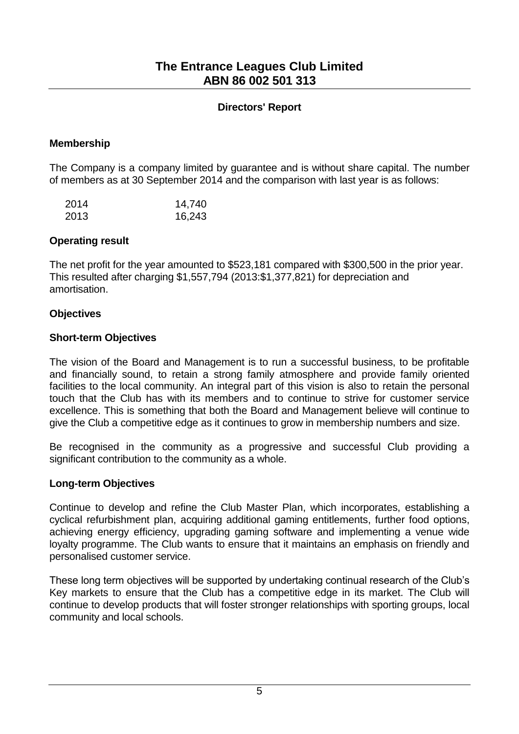# The Entrance Leagues Club Limited
# ABN 86 002 501 313

## Directors' Report

### Membership

The Company is a company limited by guarantee and is without share capital. The number of members as at 30 September 2014 and the comparison with last year is as follows:

| | |
|---|---|
| 2014 | 14,740 |
| 2013 | 16,243 |

### Operating result

The net profit for the year amounted to $523,181 compared with $300,500 in the prior year. This resulted after charging $1,557,794 (2013:$1,377,821) for depreciation and amortisation.

### Objectives

### Short-term Objectives

The vision of the Board and Management is to run a successful business, to be profitable and financially sound, to retain a strong family atmosphere and provide family oriented facilities to the local community. An integral part of this vision is also to retain the personal touch that the Club has with its members and to continue to strive for customer service excellence. This is something that both the Board and Management believe will continue to give the Club a competitive edge as it continues to grow in membership numbers and size.

Be recognised in the community as a progressive and successful Club providing a significant contribution to the community as a whole.

### Long-term Objectives

Continue to develop and refine the Club Master Plan, which incorporates, establishing a cyclical refurbishment plan, acquiring additional gaming entitlements, further food options, achieving energy efficiency, upgrading gaming software and implementing a venue wide loyalty programme. The Club wants to ensure that it maintains an emphasis on friendly and personalised customer service.

These long term objectives will be supported by undertaking continual research of the Club's Key markets to ensure that the Club has a competitive edge in its market. The Club will continue to develop products that will foster stronger relationships with sporting groups, local community and local schools.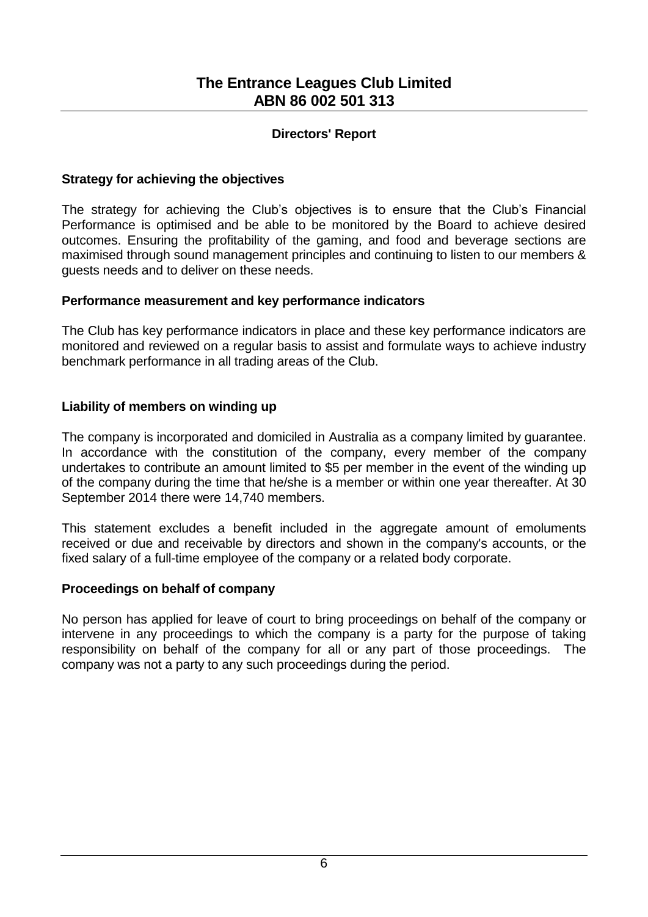# The Entrance Leagues Club Limited
# ABN 86 002 501 313

## Directors' Report

### Strategy for achieving the objectives

The strategy for achieving the Club's objectives is to ensure that the Club's Financial Performance is optimised and be able to be monitored by the Board to achieve desired outcomes. Ensuring the profitability of the gaming, and food and beverage sections are maximised through sound management principles and continuing to listen to our members & guests needs and to deliver on these needs.

### Performance measurement and key performance indicators

The Club has key performance indicators in place and these key performance indicators are monitored and reviewed on a regular basis to assist and formulate ways to achieve industry benchmark performance in all trading areas of the Club.

### Liability of members on winding up

The company is incorporated and domiciled in Australia as a company limited by guarantee. In accordance with the constitution of the company, every member of the company undertakes to contribute an amount limited to $5 per member in the event of the winding up of the company during the time that he/she is a member or within one year thereafter. At 30 September 2014 there were 14,740 members.

This statement excludes a benefit included in the aggregate amount of emoluments received or due and receivable by directors and shown in the company's accounts, or the fixed salary of a full-time employee of the company or a related body corporate.

### Proceedings on behalf of company

No person has applied for leave of court to bring proceedings on behalf of the company or intervene in any proceedings to which the company is a party for the purpose of taking responsibility on behalf of the company for all or any part of those proceedings. The company was not a party to any such proceedings during the period.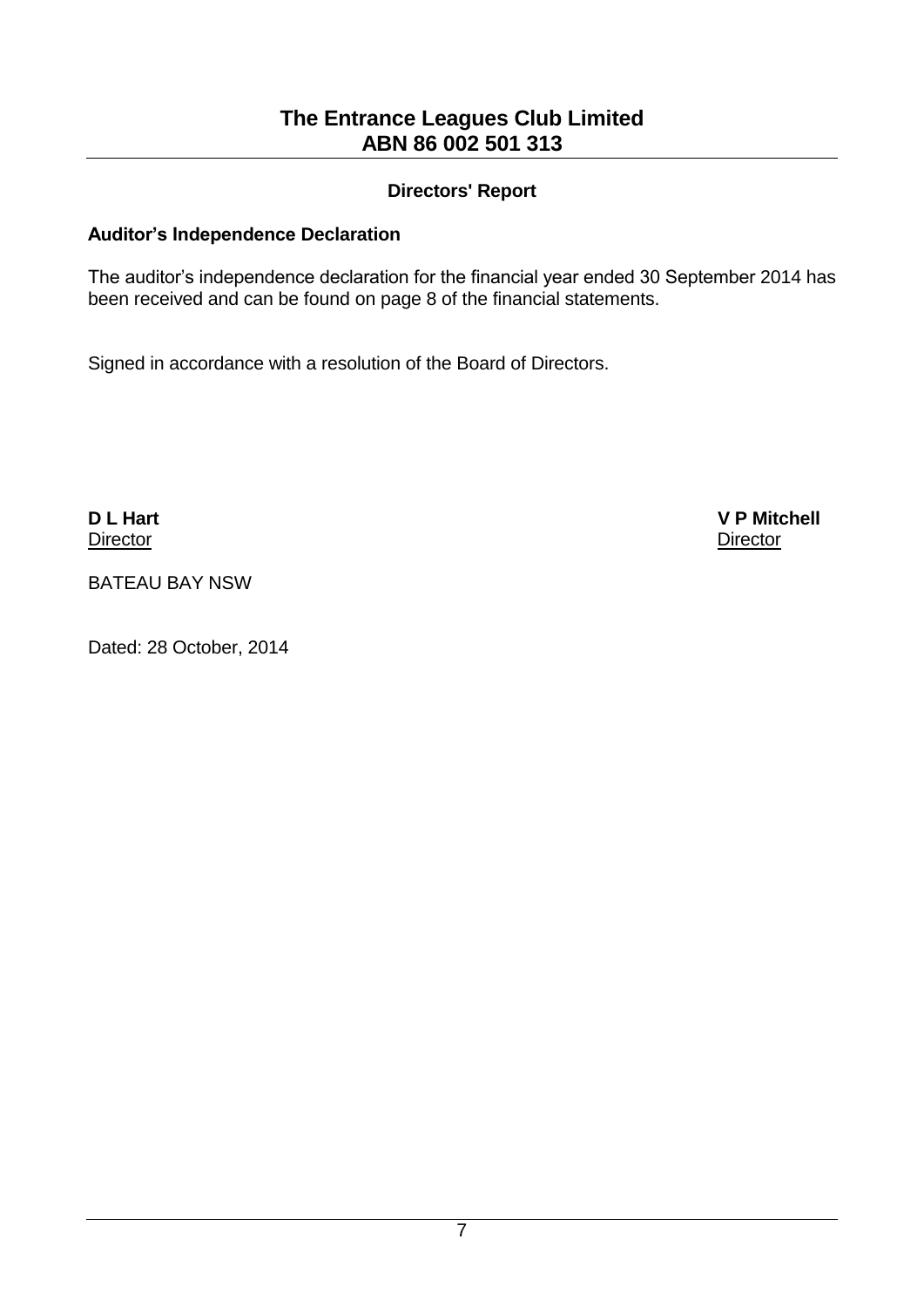# The Entrance Leagues Club Limited
# ABN 86 002 501 313

## Directors' Report

### Auditor's Independence Declaration

The auditor's independence declaration for the financial year ended 30 September 2014 has been received and can be found on page 8 of the financial statements.

Signed in accordance with a resolution of the Board of Directors.

**D L Hart**
Director

**V P Mitchell**
Director

BATEAU BAY NSW

Dated: 28 October, 2014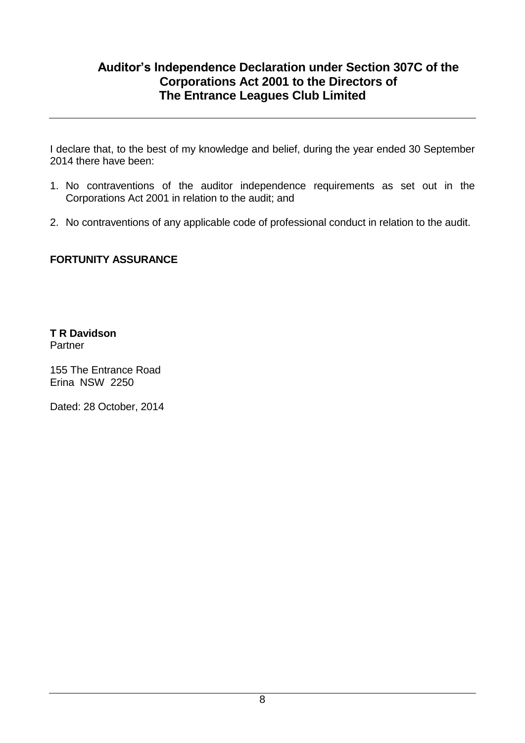# Auditor's Independence Declaration under Section 307C of the Corporations Act 2001 to the Directors of The Entrance Leagues Club Limited

I declare that, to the best of my knowledge and belief, during the year ended 30 September 2014 there have been:

1. No contraventions of the auditor independence requirements as set out in the Corporations Act 2001 in relation to the audit; and
2. No contraventions of any applicable code of professional conduct in relation to the audit.

**FORTUNITY ASSURANCE**

**T R Davidson**
Partner

155 The Entrance Road
Erina NSW 2250

Dated: 28 October, 2014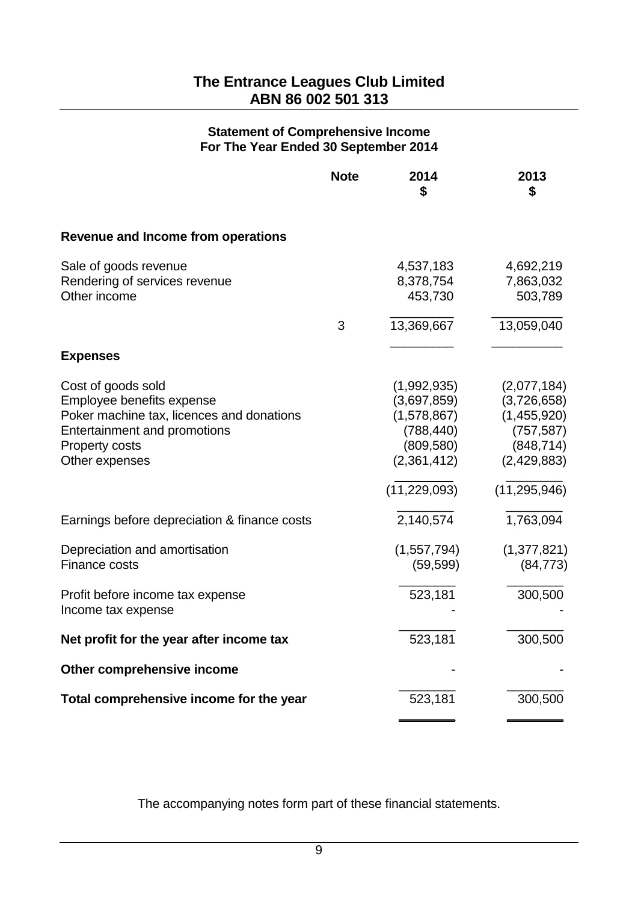# The Entrance Leagues Club Limited
# ABN 86 002 501 313

## Statement of Comprehensive Income
## For The Year Ended 30 September 2014

| | Note | 2014 $ | 2013 $ |
|---|---|---|---|
| **Revenue and Income from operations** | | | |
| Sale of goods revenue | | 4,537,183 | 4,692,219 |
| Rendering of services revenue | | 8,378,754 | 7,863,032 |
| Other income | | 453,730 | 503,789 |
| | 3 | 13,369,667 | 13,059,040 |
| **Expenses** | | | |
| Cost of goods sold | | (1,992,935) | (2,077,184) |
| Employee benefits expense | | (3,697,859) | (3,726,658) |
| Poker machine tax, licences and donations | | (1,578,867) | (1,455,920) |
| Entertainment and promotions | | (788,440) | (757,587) |
| Property costs | | (809,580) | (848,714) |
| Other expenses | | (2,361,412) | (2,429,883) |
| | | (11,229,093) | (11,295,946) |
| Earnings before depreciation & finance costs | | 2,140,574 | 1,763,094 |
| Depreciation and amortisation | | (1,557,794) | (1,377,821) |
| Finance costs | | (59,599) | (84,773) |
| Profit before income tax expense | | 523,181 | 300,500 |
| Income tax expense | | - | - |
| **Net profit for the year after income tax** | | 523,181 | 300,500 |
| **Other comprehensive income** | | - | - |
| **Total comprehensive income for the year** | | 523,181 | 300,500 |

The accompanying notes form part of these financial statements.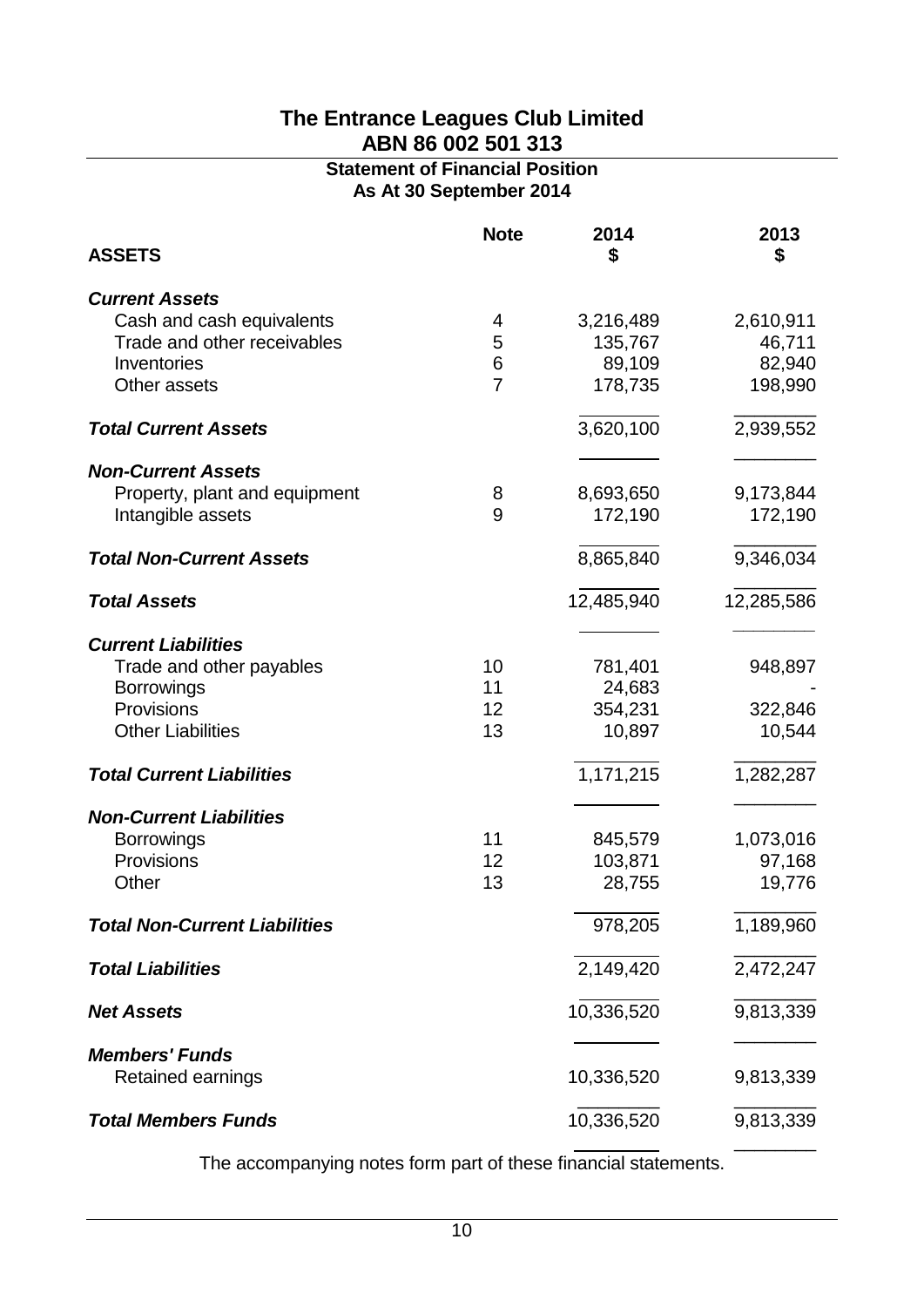# The Entrance Leagues Club Limited
## ABN 86 002 501 313

### Statement of Financial Position
### As At 30 September 2014

| ASSETS | Note | 2014 $ | 2013 $ |
|---|---|---|---|
| ***Current Assets*** | | | |
| Cash and cash equivalents | 4 | 3,216,489 | 2,610,911 |
| Trade and other receivables | 5 | 135,767 | 46,711 |
| Inventories | 6 | 89,109 | 82,940 |
| Other assets | 7 | 178,735 | 198,990 |
| ***Total Current Assets*** | | 3,620,100 | 2,939,552 |
| ***Non-Current Assets*** | | | |
| Property, plant and equipment | 8 | 8,693,650 | 9,173,844 |
| Intangible assets | 9 | 172,190 | 172,190 |
| ***Total Non-Current Assets*** | | 8,865,840 | 9,346,034 |
| ***Total Assets*** | | 12,485,940 | 12,285,586 |
| ***Current Liabilities*** | | | |
| Trade and other payables | 10 | 781,401 | 948,897 |
| Borrowings | 11 | 24,683 | - |
| Provisions | 12 | 354,231 | 322,846 |
| Other Liabilities | 13 | 10,897 | 10,544 |
| ***Total Current Liabilities*** | | 1,171,215 | 1,282,287 |
| ***Non-Current Liabilities*** | | | |
| Borrowings | 11 | 845,579 | 1,073,016 |
| Provisions | 12 | 103,871 | 97,168 |
| Other | 13 | 28,755 | 19,776 |
| ***Total Non-Current Liabilities*** | | 978,205 | 1,189,960 |
| ***Total Liabilities*** | | 2,149,420 | 2,472,247 |
| ***Net Assets*** | | 10,336,520 | 9,813,339 |
| ***Members' Funds*** | | | |
| Retained earnings | | 10,336,520 | 9,813,339 |
| ***Total Members Funds*** | | 10,336,520 | 9,813,339 |

The accompanying notes form part of these financial statements.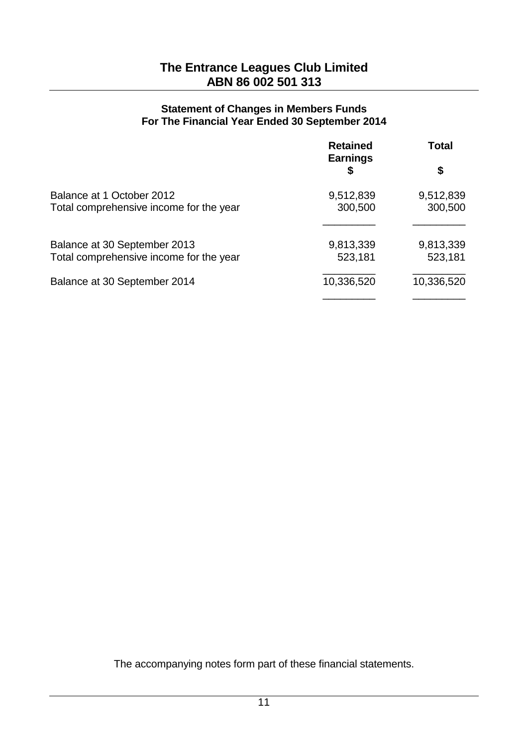# The Entrance Leagues Club Limited
# ABN 86 002 501 313

## Statement of Changes in Members Funds
## For The Financial Year Ended 30 September 2014

| | Retained Earnings<br>$ | Total<br>$ |
|---|---|---|
| Balance at 1 October 2012 | 9,512,839 | 9,512,839 |
| Total comprehensive income for the year | 300,500 | 300,500 |
| Balance at 30 September 2013 | 9,813,339 | 9,813,339 |
| Total comprehensive income for the year | 523,181 | 523,181 |
| Balance at 30 September 2014 | 10,336,520 | 10,336,520 |

The accompanying notes form part of these financial statements.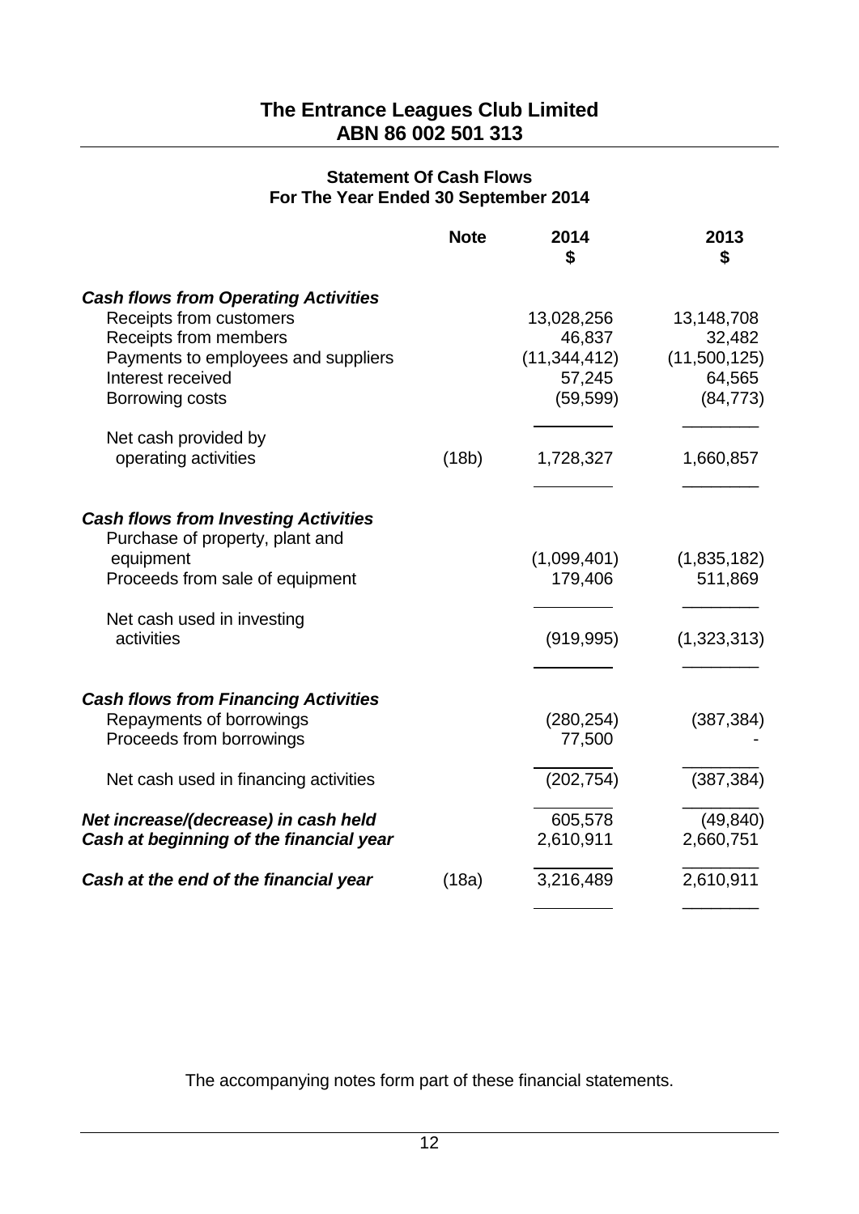# The Entrance Leagues Club Limited
## ABN 86 002 501 313

### Statement Of Cash Flows
### For The Year Ended 30 September 2014

| | Note | 2014 $ | 2013 $ |
|---|---|---|---|
| ***Cash flows from Operating Activities*** | | | |
| Receipts from customers | | 13,028,256 | 13,148,708 |
| Receipts from members | | 46,837 | 32,482 |
| Payments to employees and suppliers | | (11,344,412) | (11,500,125) |
| Interest received | | 57,245 | 64,565 |
| Borrowing costs | | (59,599) | (84,773) |
| Net cash provided by operating activities | (18b) | 1,728,327 | 1,660,857 |
| ***Cash flows from Investing Activities*** | | | |
| Purchase of property, plant and equipment | | (1,099,401) | (1,835,182) |
| Proceeds from sale of equipment | | 179,406 | 511,869 |
| Net cash used in investing activities | | (919,995) | (1,323,313) |
| ***Cash flows from Financing Activities*** | | | |
| Repayments of borrowings | | (280,254) | (387,384) |
| Proceeds from borrowings | | 77,500 | - |
| Net cash used in financing activities | | (202,754) | (387,384) |
| ***Net increase/(decrease) in cash held*** | | 605,578 | (49,840) |
| ***Cash at beginning of the financial year*** | | 2,610,911 | 2,660,751 |
| ***Cash at the end of the financial year*** | (18a) | 3,216,489 | 2,610,911 |

The accompanying notes form part of these financial statements.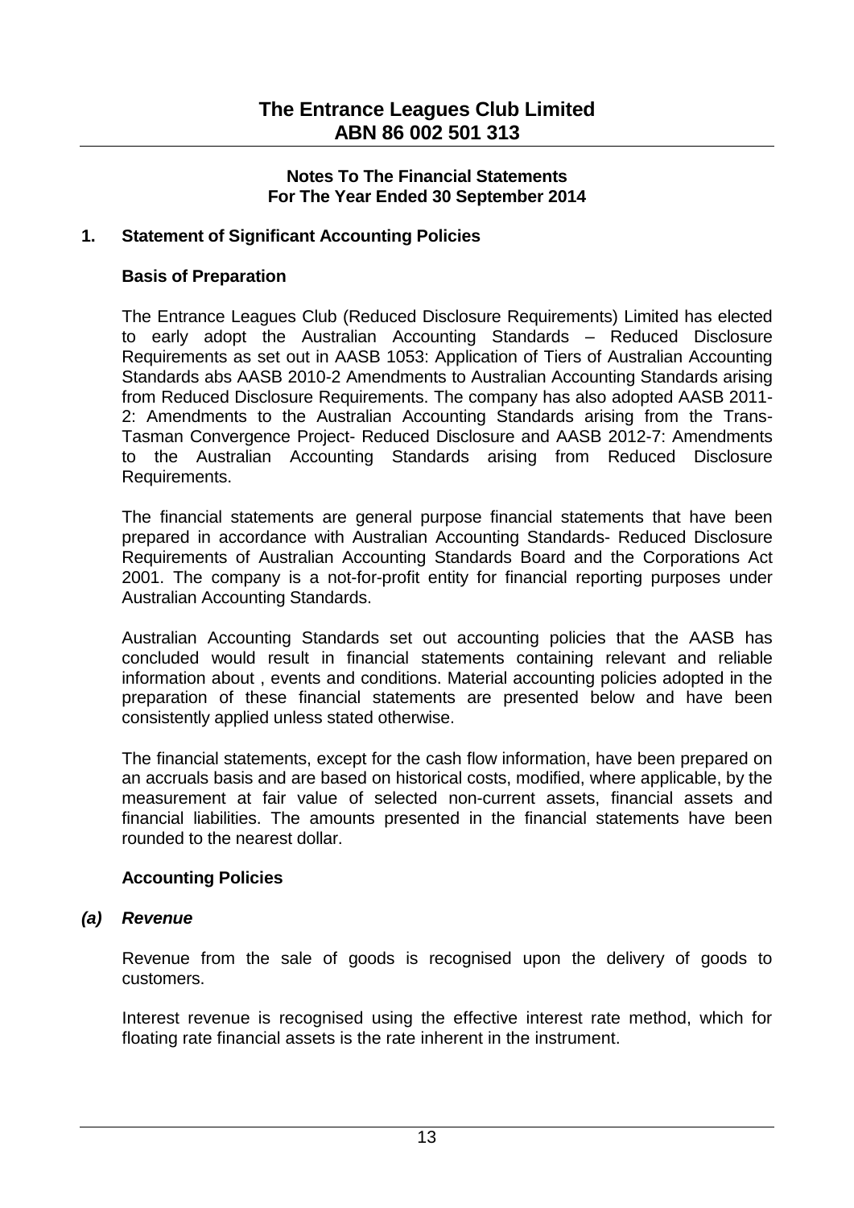# The Entrance Leagues Club Limited
# ABN 86 002 501 313

## Notes To The Financial Statements
## For The Year Ended 30 September 2014

### 1. Statement of Significant Accounting Policies

#### Basis of Preparation

The Entrance Leagues Club (Reduced Disclosure Requirements) Limited has elected to early adopt the Australian Accounting Standards – Reduced Disclosure Requirements as set out in AASB 1053: Application of Tiers of Australian Accounting Standards abs AASB 2010-2 Amendments to Australian Accounting Standards arising from Reduced Disclosure Requirements. The company has also adopted AASB 2011-2: Amendments to the Australian Accounting Standards arising from the Trans-Tasman Convergence Project- Reduced Disclosure and AASB 2012-7: Amendments to the Australian Accounting Standards arising from Reduced Disclosure Requirements.

The financial statements are general purpose financial statements that have been prepared in accordance with Australian Accounting Standards- Reduced Disclosure Requirements of Australian Accounting Standards Board and the Corporations Act 2001. The company is a not-for-profit entity for financial reporting purposes under Australian Accounting Standards.

Australian Accounting Standards set out accounting policies that the AASB has concluded would result in financial statements containing relevant and reliable information about , events and conditions. Material accounting policies adopted in the preparation of these financial statements are presented below and have been consistently applied unless stated otherwise.

The financial statements, except for the cash flow information, have been prepared on an accruals basis and are based on historical costs, modified, where applicable, by the measurement at fair value of selected non-current assets, financial assets and financial liabilities. The amounts presented in the financial statements have been rounded to the nearest dollar.

#### Accounting Policies

#### *(a) Revenue*

Revenue from the sale of goods is recognised upon the delivery of goods to customers.

Interest revenue is recognised using the effective interest rate method, which for floating rate financial assets is the rate inherent in the instrument.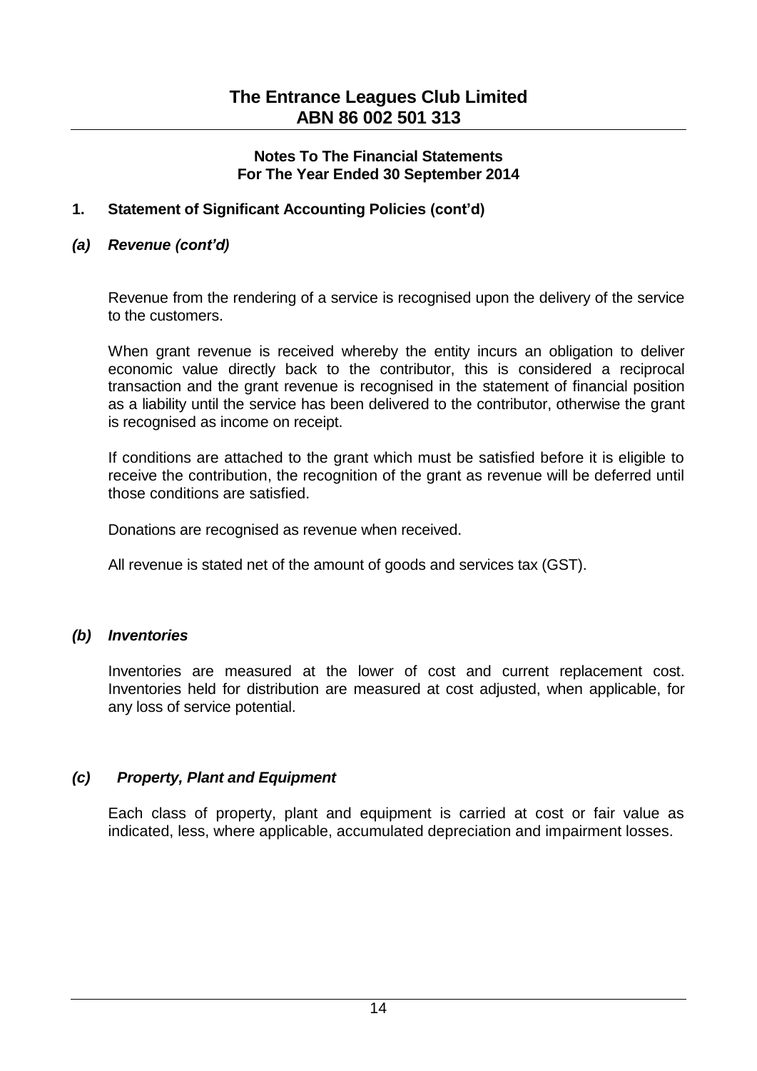## 1. Statement of Significant Accounting Policies (cont'd)

### *(a) Revenue (cont'd)*

Revenue from the rendering of a service is recognised upon the delivery of the service to the customers.

When grant revenue is received whereby the entity incurs an obligation to deliver economic value directly back to the contributor, this is considered a reciprocal transaction and the grant revenue is recognised in the statement of financial position as a liability until the service has been delivered to the contributor, otherwise the grant is recognised as income on receipt.

If conditions are attached to the grant which must be satisfied before it is eligible to receive the contribution, the recognition of the grant as revenue will be deferred until those conditions are satisfied.

Donations are recognised as revenue when received.

All revenue is stated net of the amount of goods and services tax (GST).

### *(b) Inventories*

Inventories are measured at the lower of cost and current replacement cost. Inventories held for distribution are measured at cost adjusted, when applicable, for any loss of service potential.

### *(c) Property, Plant and Equipment*

Each class of property, plant and equipment is carried at cost or fair value as indicated, less, where applicable, accumulated depreciation and impairment losses.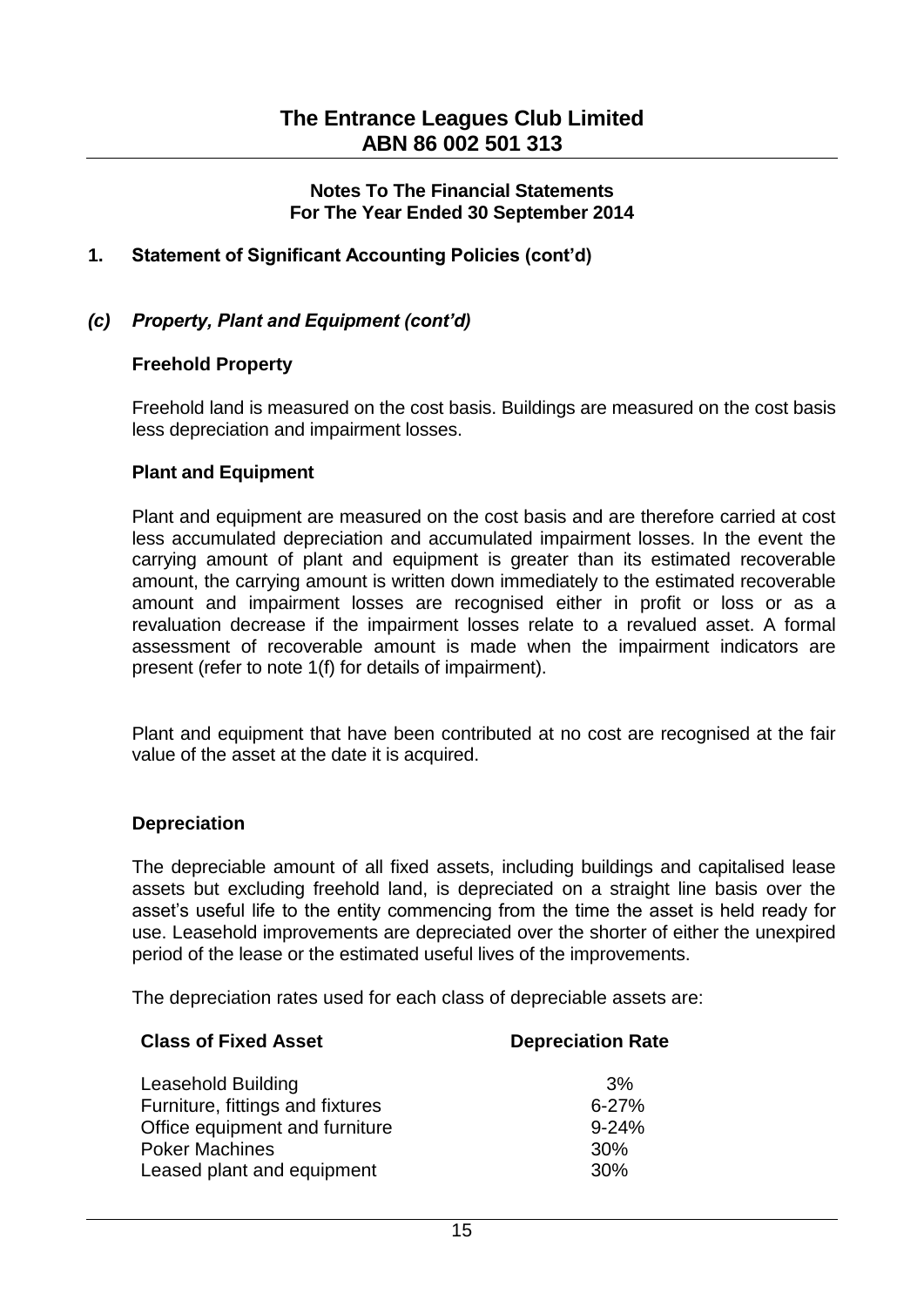# The Entrance Leagues Club Limited
## ABN 86 002 501 313

**Notes To The Financial Statements**
**For The Year Ended 30 September 2014**

## 1. Statement of Significant Accounting Policies (cont'd)

### *(c) Property, Plant and Equipment (cont'd)*

**Freehold Property**

Freehold land is measured on the cost basis. Buildings are measured on the cost basis less depreciation and impairment losses.

**Plant and Equipment**

Plant and equipment are measured on the cost basis and are therefore carried at cost less accumulated depreciation and accumulated impairment losses. In the event the carrying amount of plant and equipment is greater than its estimated recoverable amount, the carrying amount is written down immediately to the estimated recoverable amount and impairment losses are recognised either in profit or loss or as a revaluation decrease if the impairment losses relate to a revalued asset. A formal assessment of recoverable amount is made when the impairment indicators are present (refer to note 1(f) for details of impairment).

Plant and equipment that have been contributed at no cost are recognised at the fair value of the asset at the date it is acquired.

**Depreciation**

The depreciable amount of all fixed assets, including buildings and capitalised lease assets but excluding freehold land, is depreciated on a straight line basis over the asset's useful life to the entity commencing from the time the asset is held ready for use. Leasehold improvements are depreciated over the shorter of either the unexpired period of the lease or the estimated useful lives of the improvements.

The depreciation rates used for each class of depreciable assets are:

| Class of Fixed Asset | Depreciation Rate |
|---|---|
| Leasehold Building | 3% |
| Furniture, fittings and fixtures | 6-27% |
| Office equipment and furniture | 9-24% |
| Poker Machines | 30% |
| Leased plant and equipment | 30% |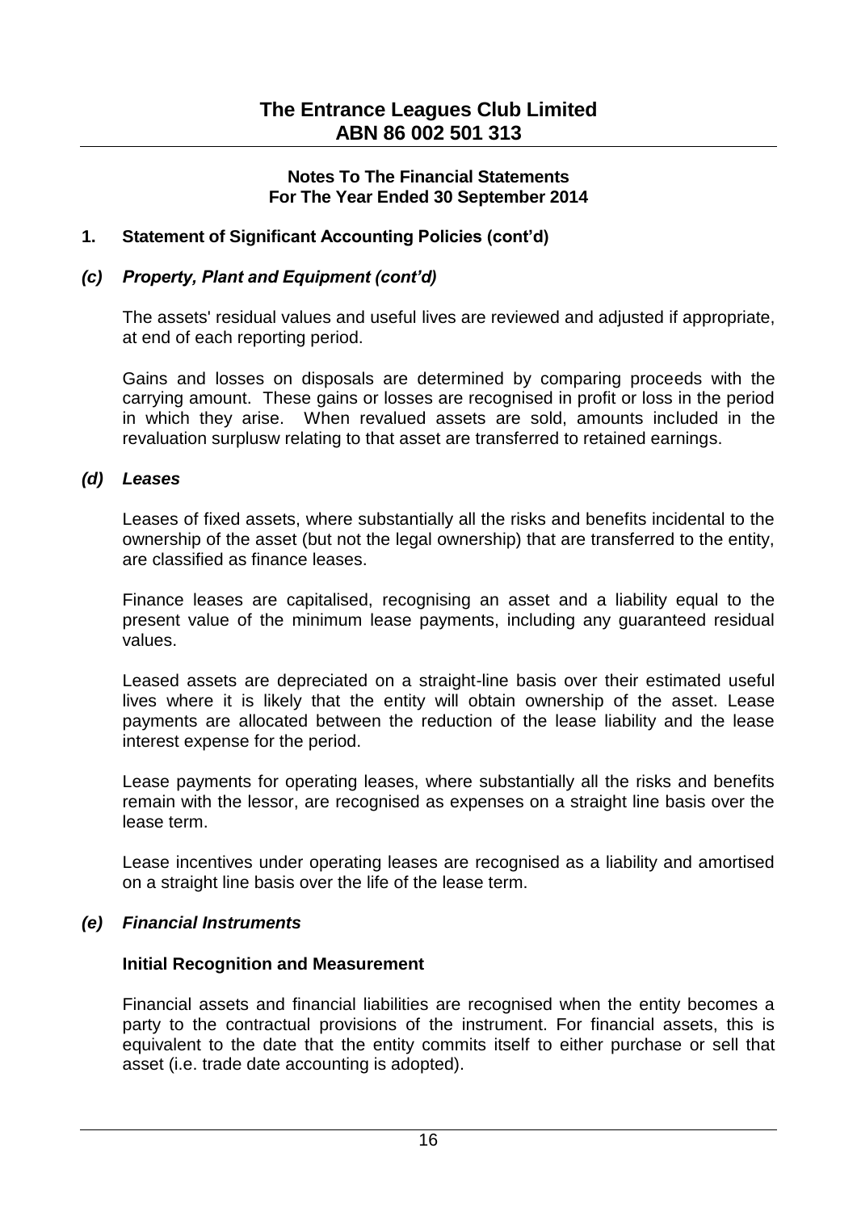# The Entrance Leagues Club Limited
# ABN 86 002 501 313

**Notes To The Financial Statements**
**For The Year Ended 30 September 2014**

## 1. Statement of Significant Accounting Policies (cont'd)

### *(c) Property, Plant and Equipment (cont'd)*

The assets' residual values and useful lives are reviewed and adjusted if appropriate, at end of each reporting period.

Gains and losses on disposals are determined by comparing proceeds with the carrying amount. These gains or losses are recognised in profit or loss in the period in which they arise. When revalued assets are sold, amounts included in the revaluation surplusw relating to that asset are transferred to retained earnings.

### *(d) Leases*

Leases of fixed assets, where substantially all the risks and benefits incidental to the ownership of the asset (but not the legal ownership) that are transferred to the entity, are classified as finance leases.

Finance leases are capitalised, recognising an asset and a liability equal to the present value of the minimum lease payments, including any guaranteed residual values.

Leased assets are depreciated on a straight-line basis over their estimated useful lives where it is likely that the entity will obtain ownership of the asset. Lease payments are allocated between the reduction of the lease liability and the lease interest expense for the period.

Lease payments for operating leases, where substantially all the risks and benefits remain with the lessor, are recognised as expenses on a straight line basis over the lease term.

Lease incentives under operating leases are recognised as a liability and amortised on a straight line basis over the life of the lease term.

### *(e) Financial Instruments*

**Initial Recognition and Measurement**

Financial assets and financial liabilities are recognised when the entity becomes a party to the contractual provisions of the instrument. For financial assets, this is equivalent to the date that the entity commits itself to either purchase or sell that asset (i.e. trade date accounting is adopted).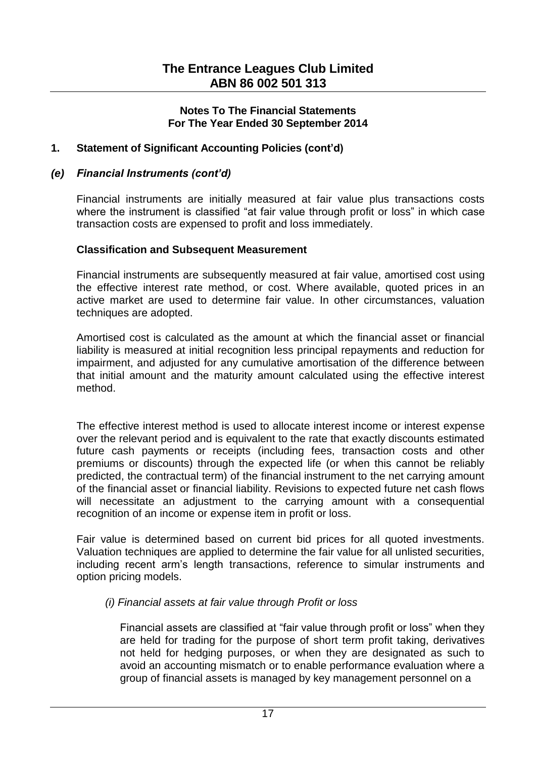### 1. Statement of Significant Accounting Policies (cont'd)

#### *(e) Financial Instruments (cont'd)*

Financial instruments are initially measured at fair value plus transactions costs where the instrument is classified "at fair value through profit or loss" in which case transaction costs are expensed to profit and loss immediately.

**Classification and Subsequent Measurement**

Financial instruments are subsequently measured at fair value, amortised cost using the effective interest rate method, or cost. Where available, quoted prices in an active market are used to determine fair value. In other circumstances, valuation techniques are adopted.

Amortised cost is calculated as the amount at which the financial asset or financial liability is measured at initial recognition less principal repayments and reduction for impairment, and adjusted for any cumulative amortisation of the difference between that initial amount and the maturity amount calculated using the effective interest method.

The effective interest method is used to allocate interest income or interest expense over the relevant period and is equivalent to the rate that exactly discounts estimated future cash payments or receipts (including fees, transaction costs and other premiums or discounts) through the expected life (or when this cannot be reliably predicted, the contractual term) of the financial instrument to the net carrying amount of the financial asset or financial liability. Revisions to expected future net cash flows will necessitate an adjustment to the carrying amount with a consequential recognition of an income or expense item in profit or loss.

Fair value is determined based on current bid prices for all quoted investments. Valuation techniques are applied to determine the fair value for all unlisted securities, including recent arm's length transactions, reference to simular instruments and option pricing models.

*(i) Financial assets at fair value through Profit or loss*

Financial assets are classified at "fair value through profit or loss" when they are held for trading for the purpose of short term profit taking, derivatives not held for hedging purposes, or when they are designated as such to avoid an accounting mismatch or to enable performance evaluation where a group of financial assets is managed by key management personnel on a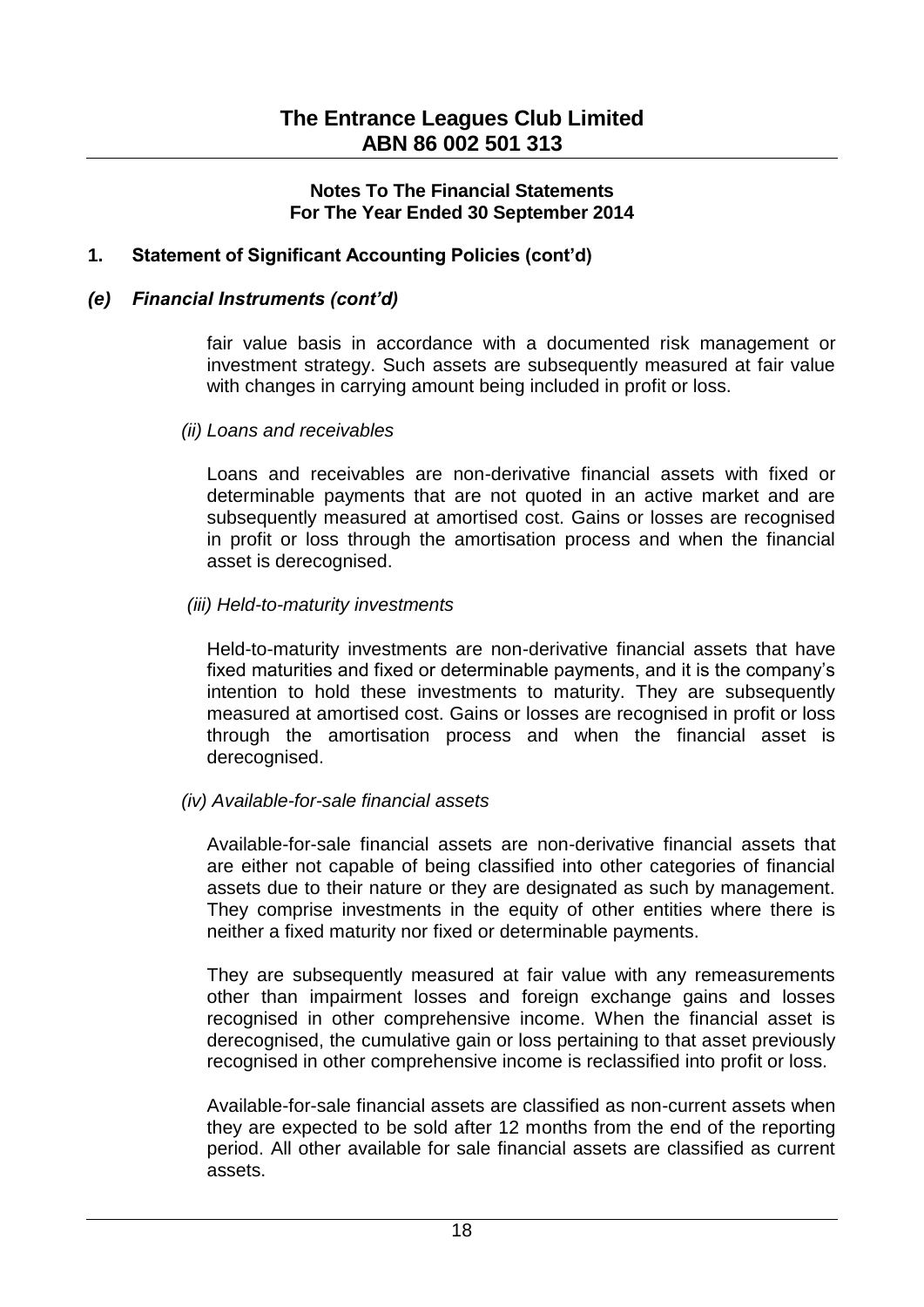## 1. Statement of Significant Accounting Policies (cont'd)

### *(e) Financial Instruments (cont'd)*

fair value basis in accordance with a documented risk management or investment strategy. Such assets are subsequently measured at fair value with changes in carrying amount being included in profit or loss.

*(ii) Loans and receivables*

Loans and receivables are non-derivative financial assets with fixed or determinable payments that are not quoted in an active market and are subsequently measured at amortised cost. Gains or losses are recognised in profit or loss through the amortisation process and when the financial asset is derecognised.

*(iii) Held-to-maturity investments*

Held-to-maturity investments are non-derivative financial assets that have fixed maturities and fixed or determinable payments, and it is the company's intention to hold these investments to maturity. They are subsequently measured at amortised cost. Gains or losses are recognised in profit or loss through the amortisation process and when the financial asset is derecognised.

*(iv) Available-for-sale financial assets*

Available-for-sale financial assets are non-derivative financial assets that are either not capable of being classified into other categories of financial assets due to their nature or they are designated as such by management. They comprise investments in the equity of other entities where there is neither a fixed maturity nor fixed or determinable payments.

They are subsequently measured at fair value with any remeasurements other than impairment losses and foreign exchange gains and losses recognised in other comprehensive income. When the financial asset is derecognised, the cumulative gain or loss pertaining to that asset previously recognised in other comprehensive income is reclassified into profit or loss.

Available-for-sale financial assets are classified as non-current assets when they are expected to be sold after 12 months from the end of the reporting period. All other available for sale financial assets are classified as current assets.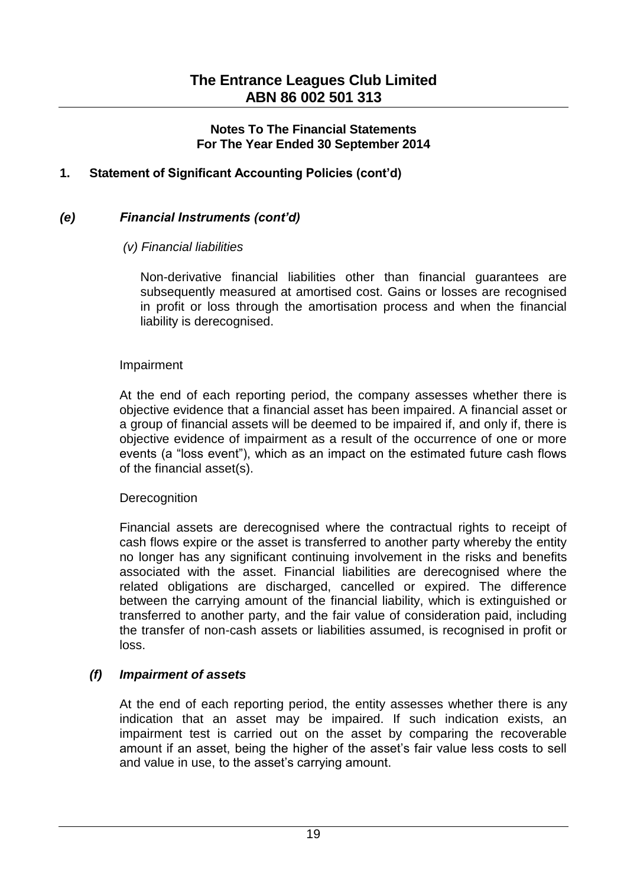## 1. Statement of Significant Accounting Policies (cont'd)

### *(e) Financial Instruments (cont'd)*

*(v) Financial liabilities*

Non-derivative financial liabilities other than financial guarantees are subsequently measured at amortised cost. Gains or losses are recognised in profit or loss through the amortisation process and when the financial liability is derecognised.

Impairment

At the end of each reporting period, the company assesses whether there is objective evidence that a financial asset has been impaired. A financial asset or a group of financial assets will be deemed to be impaired if, and only if, there is objective evidence of impairment as a result of the occurrence of one or more events (a "loss event"), which as an impact on the estimated future cash flows of the financial asset(s).

Derecognition

Financial assets are derecognised where the contractual rights to receipt of cash flows expire or the asset is transferred to another party whereby the entity no longer has any significant continuing involvement in the risks and benefits associated with the asset. Financial liabilities are derecognised where the related obligations are discharged, cancelled or expired. The difference between the carrying amount of the financial liability, which is extinguished or transferred to another party, and the fair value of consideration paid, including the transfer of non-cash assets or liabilities assumed, is recognised in profit or loss.

### *(f) Impairment of assets*

At the end of each reporting period, the entity assesses whether there is any indication that an asset may be impaired. If such indication exists, an impairment test is carried out on the asset by comparing the recoverable amount if an asset, being the higher of the asset's fair value less costs to sell and value in use, to the asset's carrying amount.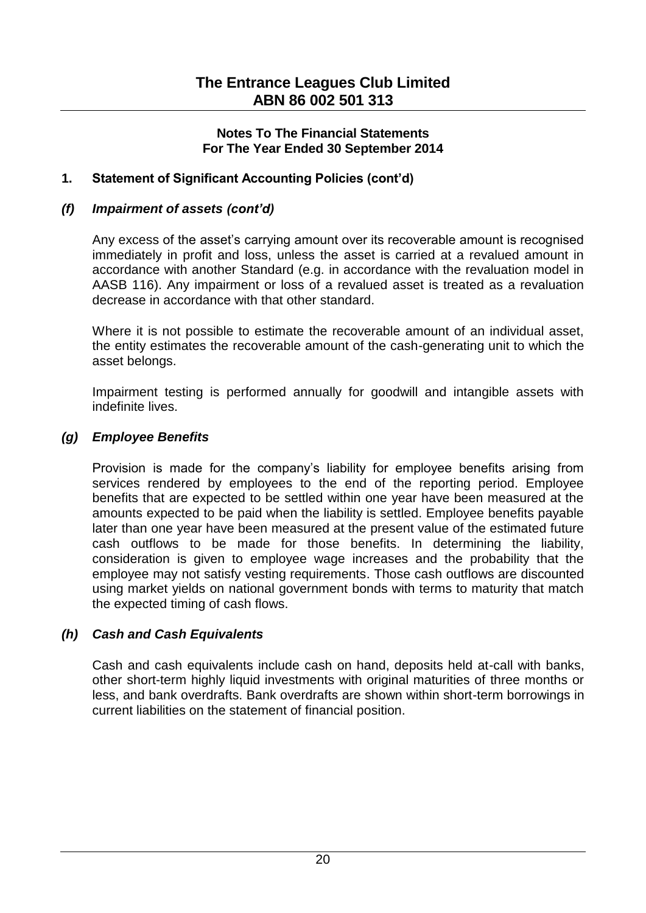## 1. Statement of Significant Accounting Policies (cont'd)

### *(f) Impairment of assets (cont'd)*

Any excess of the asset's carrying amount over its recoverable amount is recognised immediately in profit and loss, unless the asset is carried at a revalued amount in accordance with another Standard (e.g. in accordance with the revaluation model in AASB 116). Any impairment or loss of a revalued asset is treated as a revaluation decrease in accordance with that other standard.

Where it is not possible to estimate the recoverable amount of an individual asset, the entity estimates the recoverable amount of the cash-generating unit to which the asset belongs.

Impairment testing is performed annually for goodwill and intangible assets with indefinite lives.

### *(g) Employee Benefits*

Provision is made for the company's liability for employee benefits arising from services rendered by employees to the end of the reporting period. Employee benefits that are expected to be settled within one year have been measured at the amounts expected to be paid when the liability is settled. Employee benefits payable later than one year have been measured at the present value of the estimated future cash outflows to be made for those benefits. In determining the liability, consideration is given to employee wage increases and the probability that the employee may not satisfy vesting requirements. Those cash outflows are discounted using market yields on national government bonds with terms to maturity that match the expected timing of cash flows.

### *(h) Cash and Cash Equivalents*

Cash and cash equivalents include cash on hand, deposits held at-call with banks, other short-term highly liquid investments with original maturities of three months or less, and bank overdrafts. Bank overdrafts are shown within short-term borrowings in current liabilities on the statement of financial position.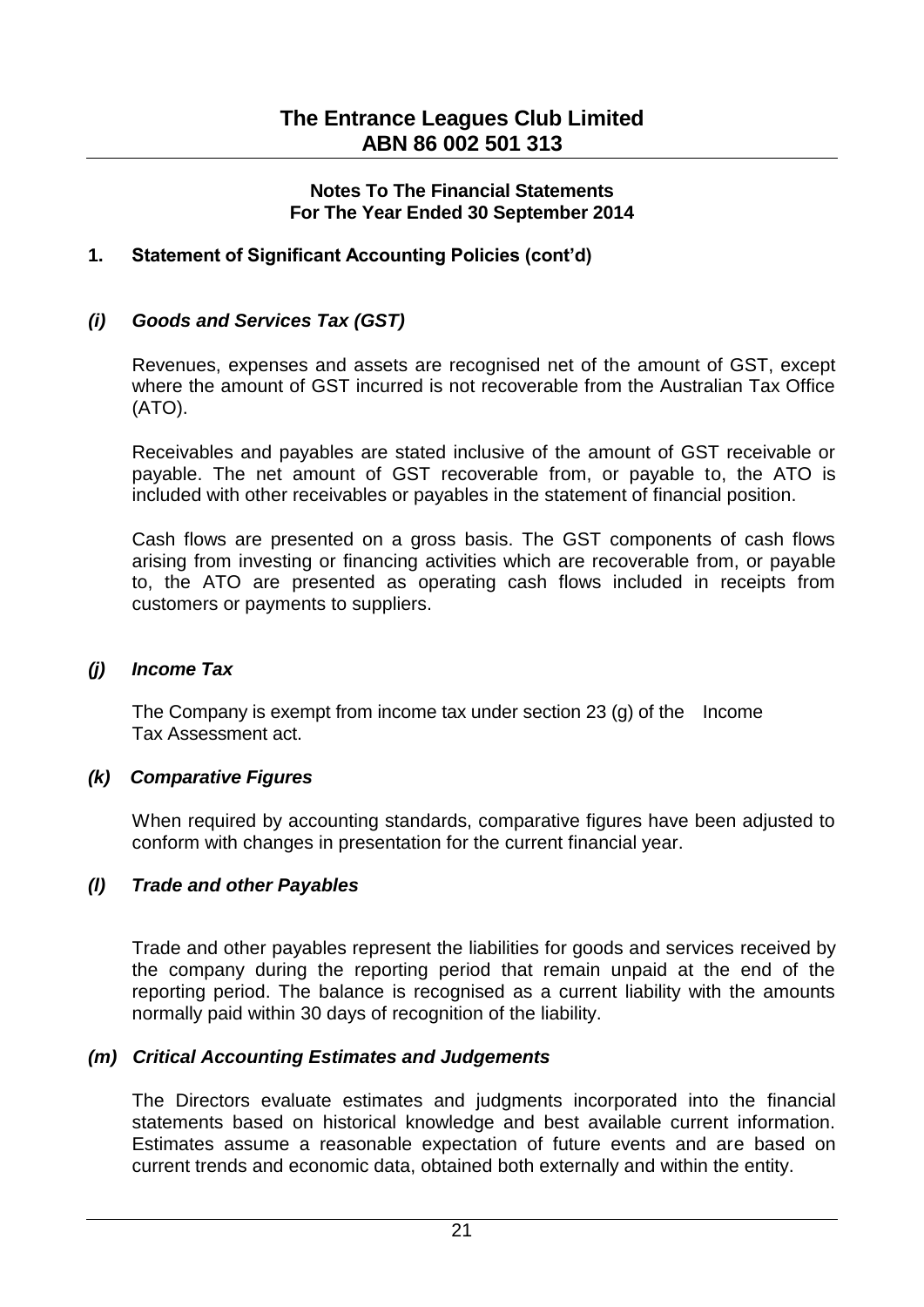## Notes To The Financial Statements
## For The Year Ended 30 September 2014

### 1. Statement of Significant Accounting Policies (cont'd)

#### *(i) Goods and Services Tax (GST)*

Revenues, expenses and assets are recognised net of the amount of GST, except where the amount of GST incurred is not recoverable from the Australian Tax Office (ATO).

Receivables and payables are stated inclusive of the amount of GST receivable or payable. The net amount of GST recoverable from, or payable to, the ATO is included with other receivables or payables in the statement of financial position.

Cash flows are presented on a gross basis. The GST components of cash flows arising from investing or financing activities which are recoverable from, or payable to, the ATO are presented as operating cash flows included in receipts from customers or payments to suppliers.

#### *(j) Income Tax*

The Company is exempt from income tax under section 23 (g) of the Income Tax Assessment act.

#### *(k) Comparative Figures*

When required by accounting standards, comparative figures have been adjusted to conform with changes in presentation for the current financial year.

#### *(l) Trade and other Payables*

Trade and other payables represent the liabilities for goods and services received by the company during the reporting period that remain unpaid at the end of the reporting period. The balance is recognised as a current liability with the amounts normally paid within 30 days of recognition of the liability.

#### *(m) Critical Accounting Estimates and Judgements*

The Directors evaluate estimates and judgments incorporated into the financial statements based on historical knowledge and best available current information. Estimates assume a reasonable expectation of future events and are based on current trends and economic data, obtained both externally and within the entity.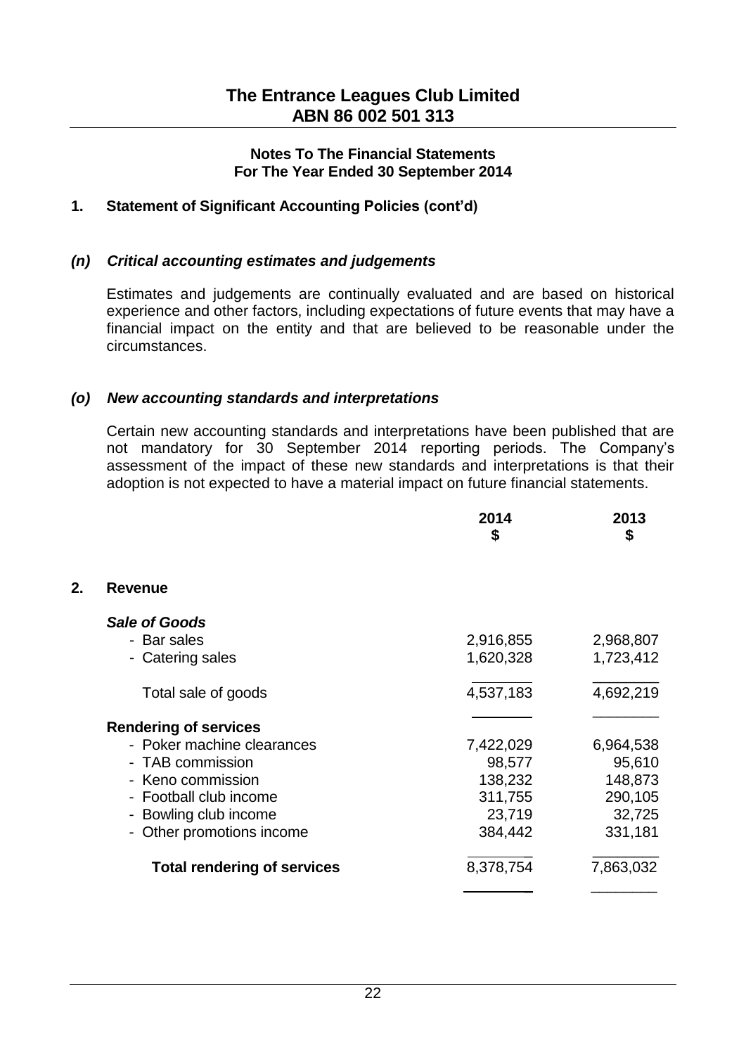# The Entrance Leagues Club Limited
## ABN 86 002 501 313

**Notes To The Financial Statements**
**For The Year Ended 30 September 2014**

**1. Statement of Significant Accounting Policies (cont'd)**

***(n) Critical accounting estimates and judgements***

Estimates and judgements are continually evaluated and are based on historical experience and other factors, including expectations of future events that may have a financial impact on the entity and that are believed to be reasonable under the circumstances.

***(o) New accounting standards and interpretations***

Certain new accounting standards and interpretations have been published that are not mandatory for 30 September 2014 reporting periods. The Company's assessment of the impact of these new standards and interpretations is that their adoption is not expected to have a material impact on future financial statements.

| | 2014<br>$ | 2013<br>$ |
|---|---|---|
| **2. Revenue** | | |
| ***Sale of Goods*** | | |
| - Bar sales | 2,916,855 | 2,968,807 |
| - Catering sales | 1,620,328 | 1,723,412 |
| Total sale of goods | 4,537,183 | 4,692,219 |
| **Rendering of services** | | |
| - Poker machine clearances | 7,422,029 | 6,964,538 |
| - TAB commission | 98,577 | 95,610 |
| - Keno commission | 138,232 | 148,873 |
| - Football club income | 311,755 | 290,105 |
| - Bowling club income | 23,719 | 32,725 |
| - Other promotions income | 384,442 | 331,181 |
| **Total rendering of services** | 8,378,754 | 7,863,032 |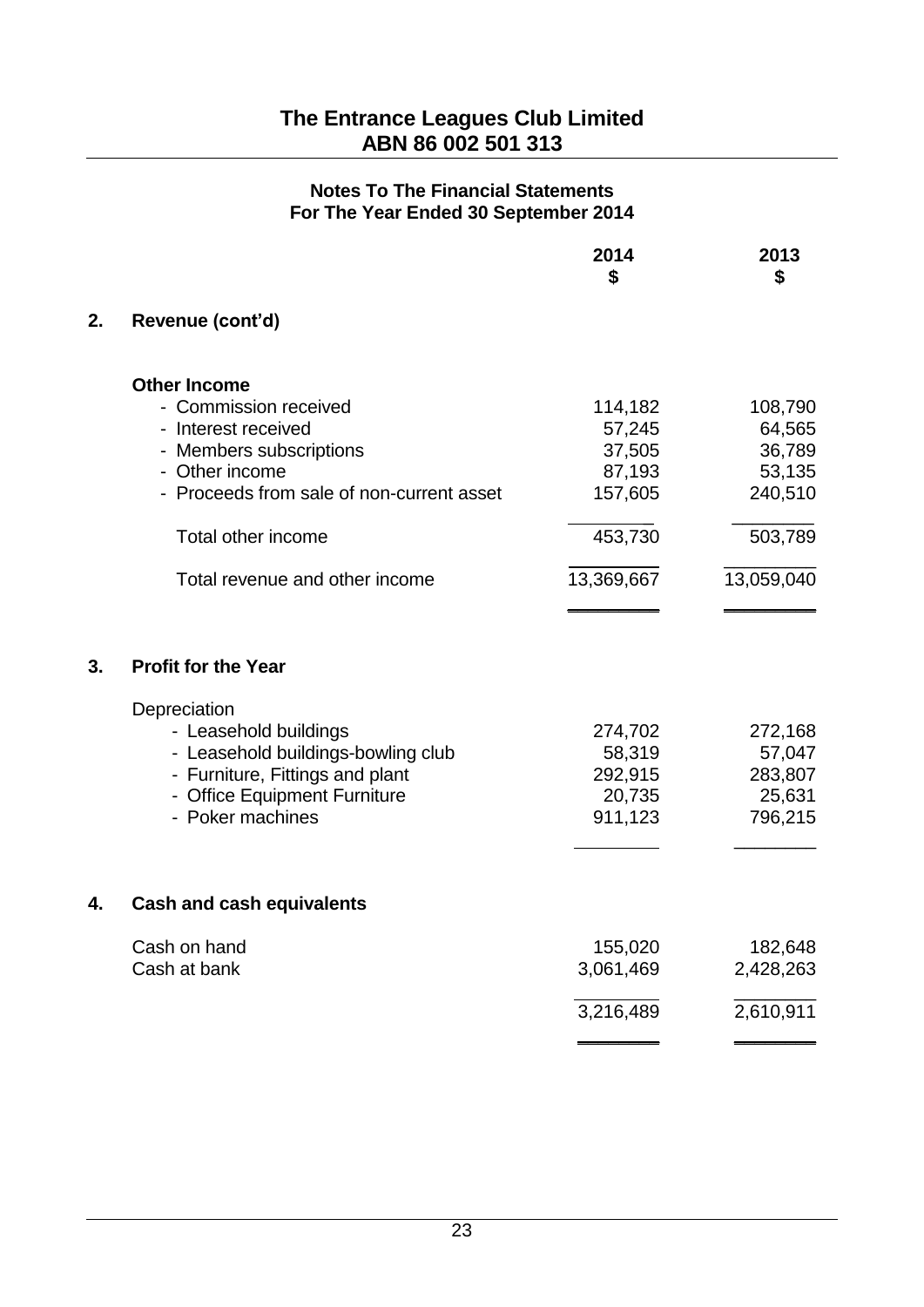# The Entrance Leagues Club Limited
# ABN 86 002 501 313

## Notes To The Financial Statements
## For The Year Ended 30 September 2014

| | 2014 $ | 2013 $ |
|---|---|---|
| **2. Revenue (cont'd)** | | |
| **Other Income** | | |
| - Commission received | 114,182 | 108,790 |
| - Interest received | 57,245 | 64,565 |
| - Members subscriptions | 37,505 | 36,789 |
| - Other income | 87,193 | 53,135 |
| - Proceeds from sale of non-current asset | 157,605 | 240,510 |
| Total other income | 453,730 | 503,789 |
| Total revenue and other income | 13,369,667 | 13,059,040 |

### 3. Profit for the Year

| | 2014 $ | 2013 $ |
|---|---|---|
| Depreciation | | |
| - Leasehold buildings | 274,702 | 272,168 |
| - Leasehold buildings-bowling club | 58,319 | 57,047 |
| - Furniture, Fittings and plant | 292,915 | 283,807 |
| - Office Equipment Furniture | 20,735 | 25,631 |
| - Poker machines | 911,123 | 796,215 |

### 4. Cash and cash equivalents

| | 2014 $ | 2013 $ |
|---|---|---|
| Cash on hand | 155,020 | 182,648 |
| Cash at bank | 3,061,469 | 2,428,263 |
| | 3,216,489 | 2,610,911 |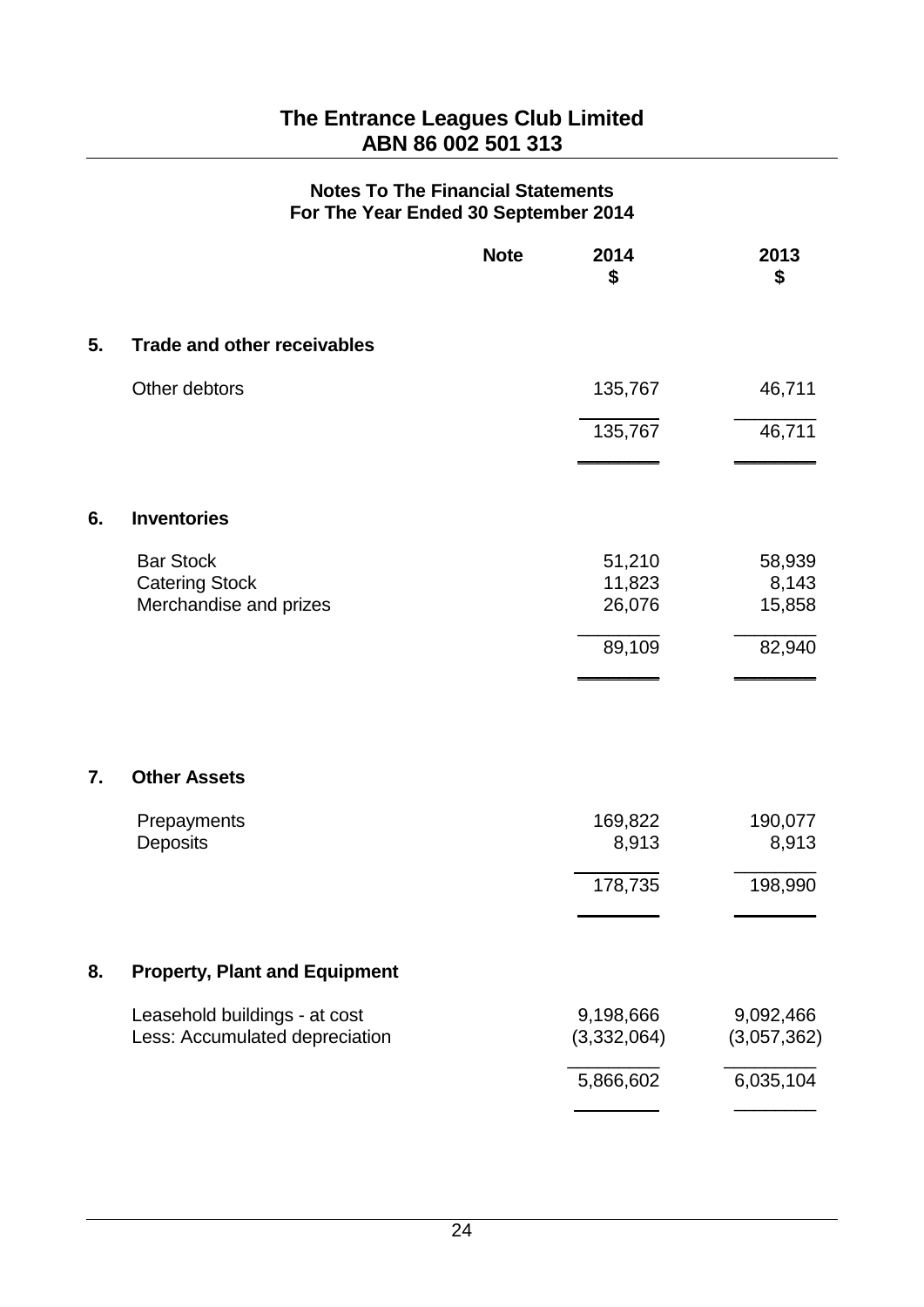# The Entrance Leagues Club Limited
## ABN 86 002 501 313

### Notes To The Financial Statements
### For The Year Ended 30 September 2014

| | Note | 2014 $ | 2013 $ |
|---|---|---|---|
| **5. Trade and other receivables** | | | |
| Other debtors | | 135,767 | 46,711 |
| | | 135,767 | 46,711 |
| **6. Inventories** | | | |
| Bar Stock | | 51,210 | 58,939 |
| Catering Stock | | 11,823 | 8,143 |
| Merchandise and prizes | | 26,076 | 15,858 |
| | | 89,109 | 82,940 |
| **7. Other Assets** | | | |
| Prepayments | | 169,822 | 190,077 |
| Deposits | | 8,913 | 8,913 |
| | | 178,735 | 198,990 |
| **8. Property, Plant and Equipment** | | | |
| Leasehold buildings - at cost | | 9,198,666 | 9,092,466 |
| Less: Accumulated depreciation | | (3,332,064) | (3,057,362) |
| | | 5,866,602 | 6,035,104 |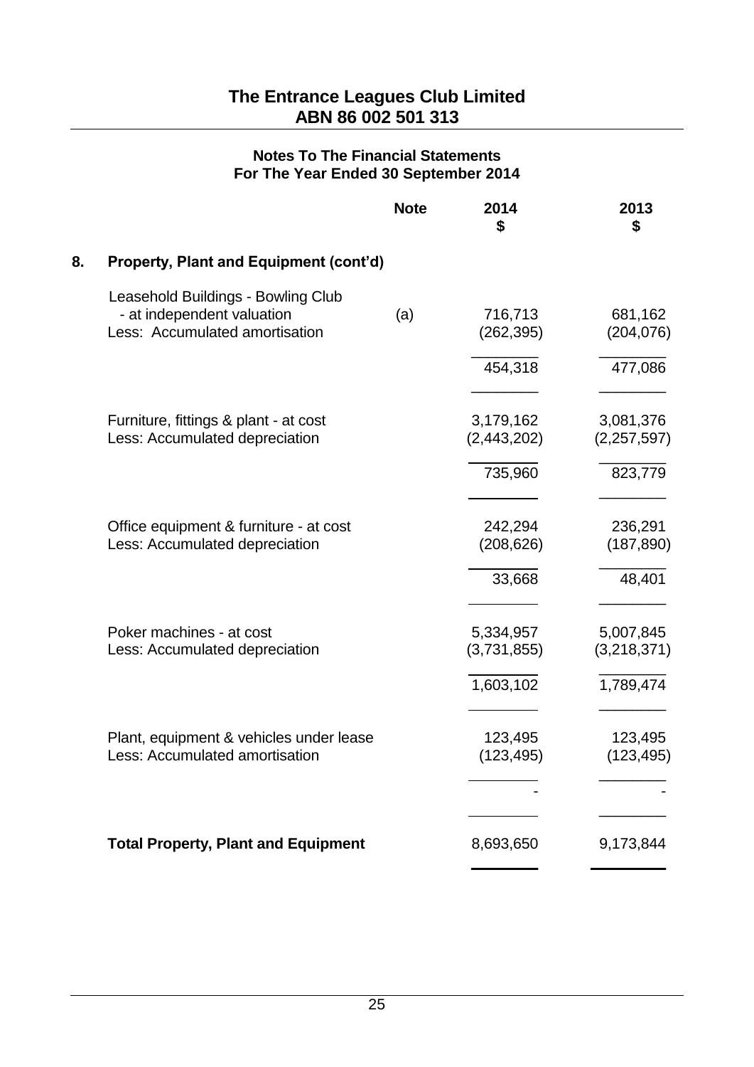# The Entrance Leagues Club Limited
## ABN 86 002 501 313

### Notes To The Financial Statements
### For The Year Ended 30 September 2014

| | Note | 2014<br>$ | 2013<br>$ |
|---|---|---|---|
| **8. Property, Plant and Equipment (cont'd)** | | | |
| Leasehold Buildings - Bowling Club | | | |
| - at independent valuation | (a) | 716,713 | 681,162 |
| Less: Accumulated amortisation | | (262,395) | (204,076) |
| | | 454,318 | 477,086 |
| Furniture, fittings & plant - at cost | | 3,179,162 | 3,081,376 |
| Less: Accumulated depreciation | | (2,443,202) | (2,257,597) |
| | | 735,960 | 823,779 |
| Office equipment & furniture - at cost | | 242,294 | 236,291 |
| Less: Accumulated depreciation | | (208,626) | (187,890) |
| | | 33,668 | 48,401 |
| Poker machines - at cost | | 5,334,957 | 5,007,845 |
| Less: Accumulated depreciation | | (3,731,855) | (3,218,371) |
| | | 1,603,102 | 1,789,474 |
| Plant, equipment & vehicles under lease | | 123,495 | 123,495 |
| Less: Accumulated amortisation | | (123,495) | (123,495) |
| | | - | - |
| **Total Property, Plant and Equipment** | | 8,693,650 | 9,173,844 |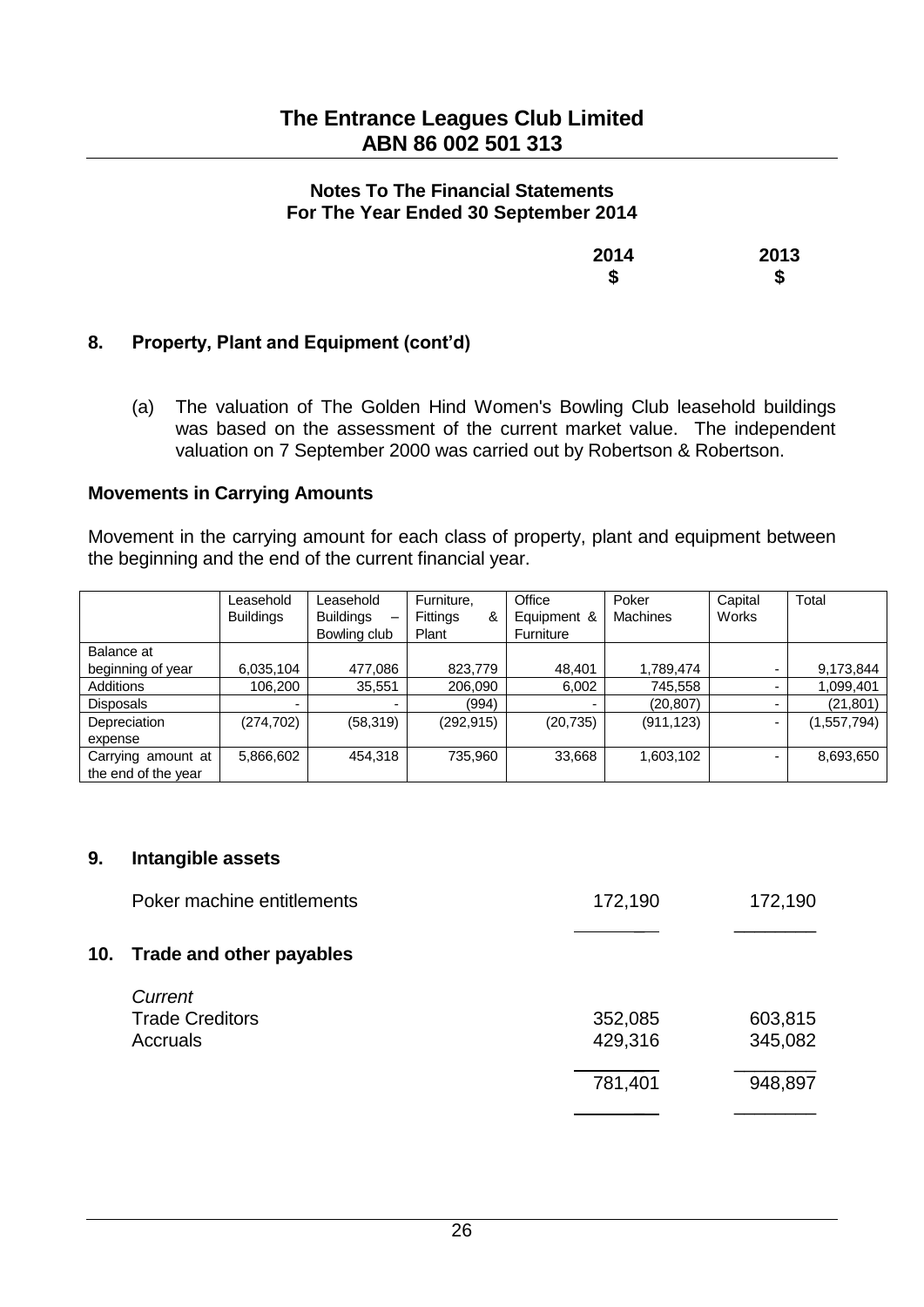# The Entrance Leagues Club Limited
## ABN 86 002 501 313

**Notes To The Financial Statements**
**For The Year Ended 30 September 2014**

| | 2014 $ | 2013 $ |
|---|---|---|

### 8. Property, Plant and Equipment (cont'd)

(a) The valuation of The Golden Hind Women's Bowling Club leasehold buildings was based on the assessment of the current market value. The independent valuation on 7 September 2000 was carried out by Robertson & Robertson.

**Movements in Carrying Amounts**

Movement in the carrying amount for each class of property, plant and equipment between the beginning and the end of the current financial year.

| | Leasehold Buildings | Leasehold Buildings – Bowling club | Furniture, Fittings & Plant | Office Equipment & Furniture | Poker Machines | Capital Works | Total |
|---|---|---|---|---|---|---|---|
| Balance at beginning of year | 6,035,104 | 477,086 | 823,779 | 48,401 | 1,789,474 | - | 9,173,844 |
| Additions | 106,200 | 35,551 | 206,090 | 6,002 | 745,558 | - | 1,099,401 |
| Disposals | - | - | (994) | - | (20,807) | - | (21,801) |
| Depreciation expense | (274,702) | (58,319) | (292,915) | (20,735) | (911,123) | - | (1,557,794) |
| Carrying amount at the end of the year | 5,866,602 | 454,318 | 735,960 | 33,668 | 1,603,102 | - | 8,693,650 |

### 9. Intangible assets

| | 2014 $ | 2013 $ |
|---|---|---|
| Poker machine entitlements | 172,190 | 172,190 |

### 10. Trade and other payables

| | 2014 $ | 2013 $ |
|---|---|---|
| *Current* | | |
| Trade Creditors | 352,085 | 603,815 |
| Accruals | 429,316 | 345,082 |
| | 781,401 | 948,897 |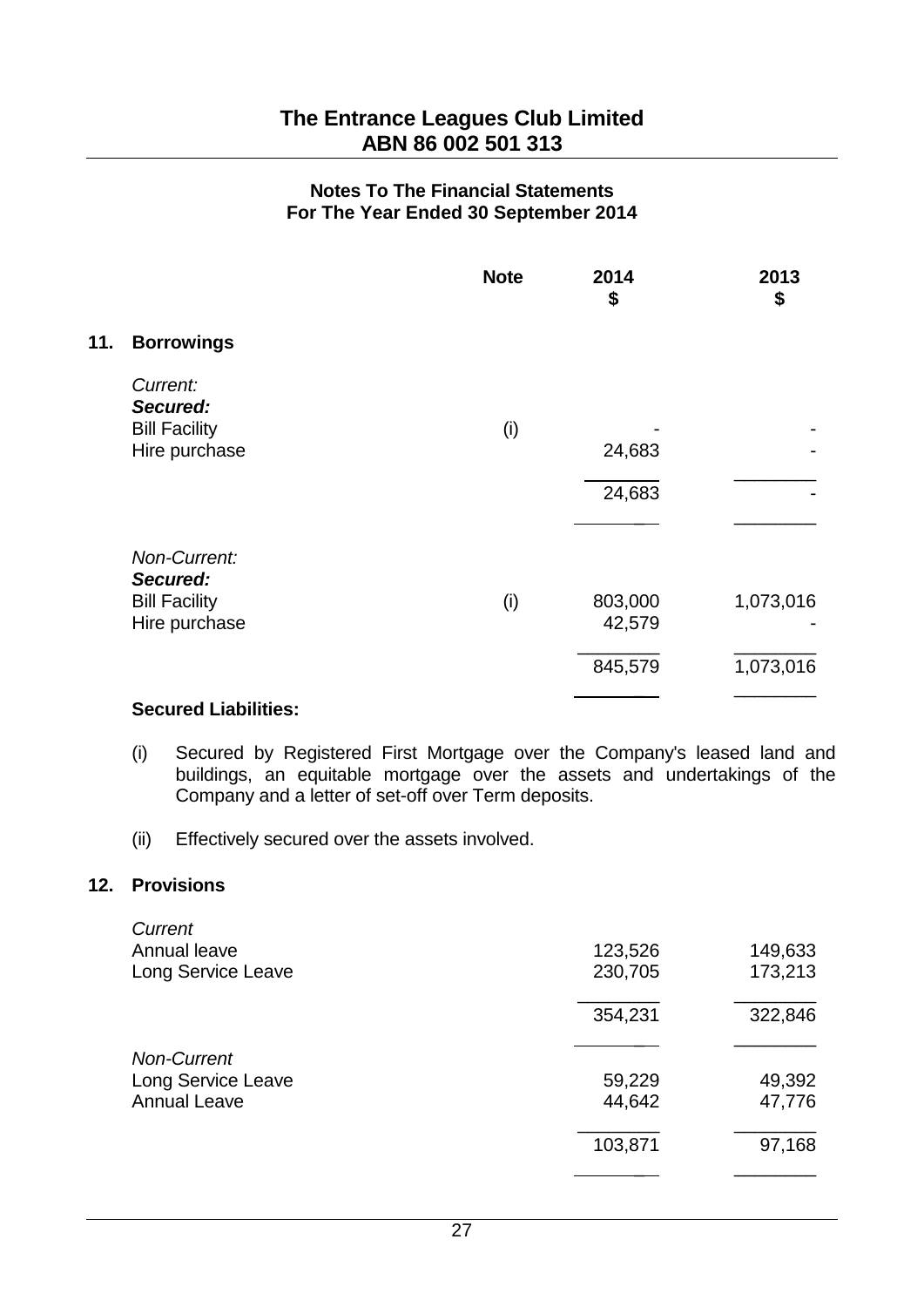# The Entrance Leagues Club Limited
## ABN 86 002 501 313

### Notes To The Financial Statements
### For The Year Ended 30 September 2014

| | Note | 2014 $ | 2013 $ |
|---|---|---|---|
| **11. Borrowings** | | | |
| *Current:* | | | |
| ***Secured:*** | | | |
| Bill Facility | (i) | - | - |
| Hire purchase | | 24,683 | - |
| | | 24,683 | - |
| *Non-Current:* | | | |
| ***Secured:*** | | | |
| Bill Facility | (i) | 803,000 | 1,073,016 |
| Hire purchase | | 42,579 | - |
| | | 845,579 | 1,073,016 |

**Secured Liabilities:**

(i) Secured by Registered First Mortgage over the Company's leased land and buildings, an equitable mortgage over the assets and undertakings of the Company and a letter of set-off over Term deposits.

(ii) Effectively secured over the assets involved.

| | 2014 $ | 2013 $ |
|---|---|---|
| **12. Provisions** | | |
| *Current* | | |
| Annual leave | 123,526 | 149,633 |
| Long Service Leave | 230,705 | 173,213 |
| | 354,231 | 322,846 |
| *Non-Current* | | |
| Long Service Leave | 59,229 | 49,392 |
| Annual Leave | 44,642 | 47,776 |
| | 103,871 | 97,168 |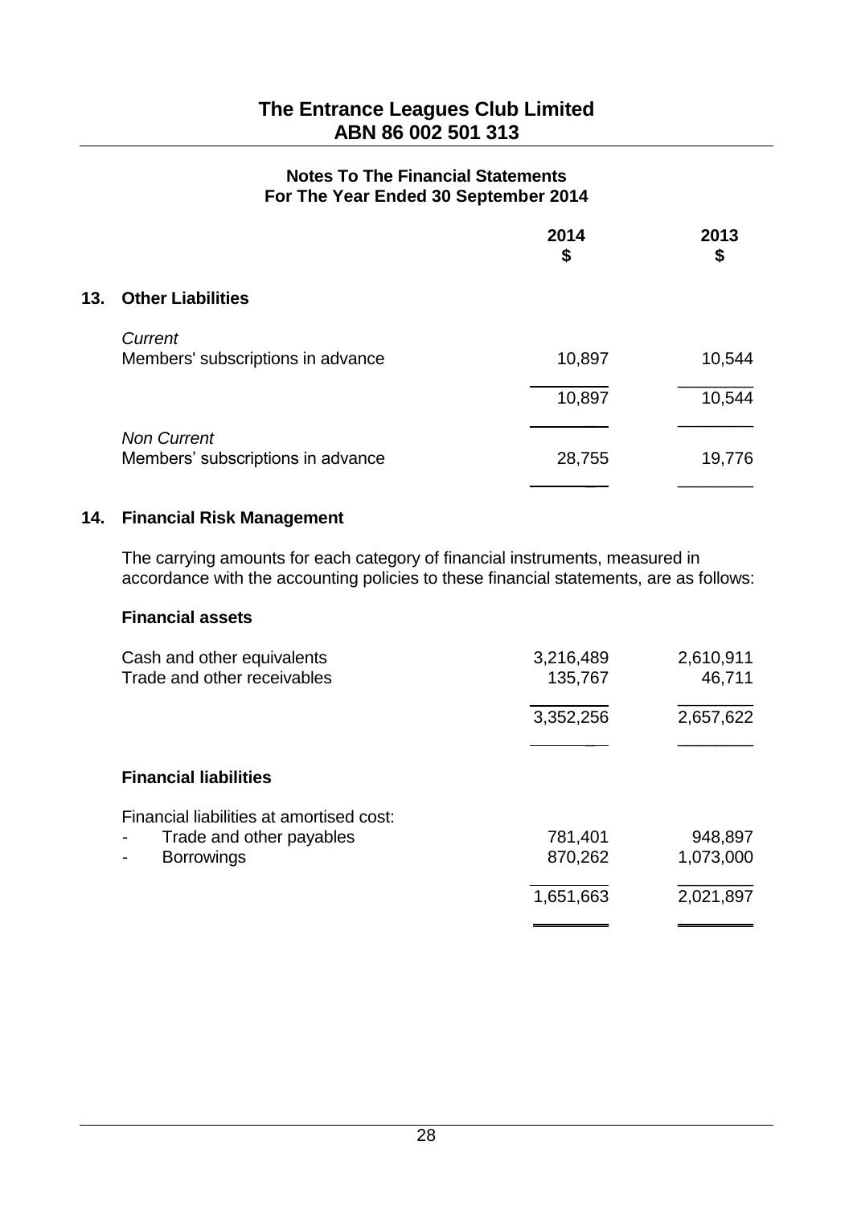# The Entrance Leagues Club Limited
## ABN 86 002 501 313

### Notes To The Financial Statements
### For The Year Ended 30 September 2014

| | 2014 $ | 2013 $ |
|---|---|---|
| **13. Other Liabilities** | | |
| *Current* | | |
| Members' subscriptions in advance | 10,897 | 10,544 |
| | 10,897 | 10,544 |
| *Non Current* | | |
| Members' subscriptions in advance | 28,755 | 19,776 |

**14. Financial Risk Management**

The carrying amounts for each category of financial instruments, measured in accordance with the accounting policies to these financial statements, are as follows:

| | 2014 $ | 2013 $ |
|---|---|---|
| **Financial assets** | | |
| Cash and other equivalents | 3,216,489 | 2,610,911 |
| Trade and other receivables | 135,767 | 46,711 |
| | 3,352,256 | 2,657,622 |
| **Financial liabilities** | | |
| Financial liabilities at amortised cost: | | |
| - Trade and other payables | 781,401 | 948,897 |
| - Borrowings | 870,262 | 1,073,000 |
| | 1,651,663 | 2,021,897 |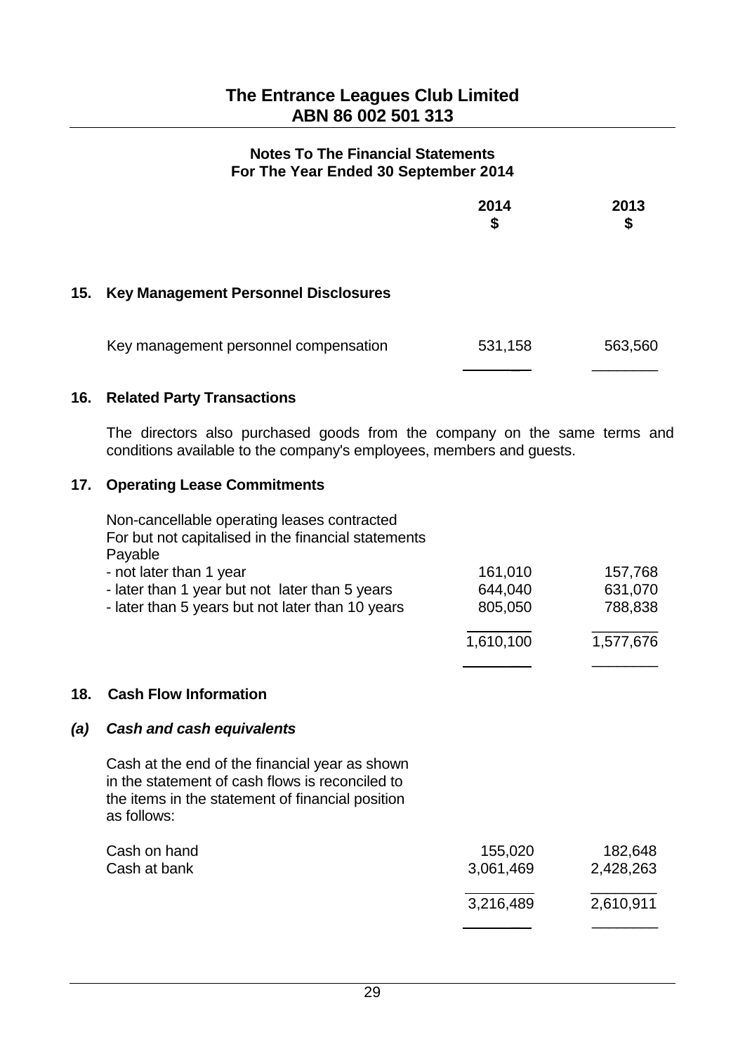# The Entrance Leagues Club Limited
## ABN 86 002 501 313

### Notes To The Financial Statements
### For The Year Ended 30 September 2014

| | 2014 $ | 2013 $ |
|---|---|---|

## 15. Key Management Personnel Disclosures

| | 2014 $ | 2013 $ |
|---|---|---|
| Key management personnel compensation | 531,158 | 563,560 |

## 16. Related Party Transactions

The directors also purchased goods from the company on the same terms and conditions available to the company's employees, members and guests.

## 17. Operating Lease Commitments

| | 2014 $ | 2013 $ |
|---|---|---|
| Non-cancellable operating leases contracted For but not capitalised in the financial statements Payable | | |
| - not later than 1 year | 161,010 | 157,768 |
| - later than 1 year but not later than 5 years | 644,040 | 631,070 |
| - later than 5 years but not later than 10 years | 805,050 | 788,838 |
| | 1,610,100 | 1,577,676 |

## 18. Cash Flow Information

### *(a) Cash and cash equivalents*

Cash at the end of the financial year as shown in the statement of cash flows is reconciled to the items in the statement of financial position as follows:

| | 2014 $ | 2013 $ |
|---|---|---|
| Cash on hand | 155,020 | 182,648 |
| Cash at bank | 3,061,469 | 2,428,263 |
| | 3,216,489 | 2,610,911 |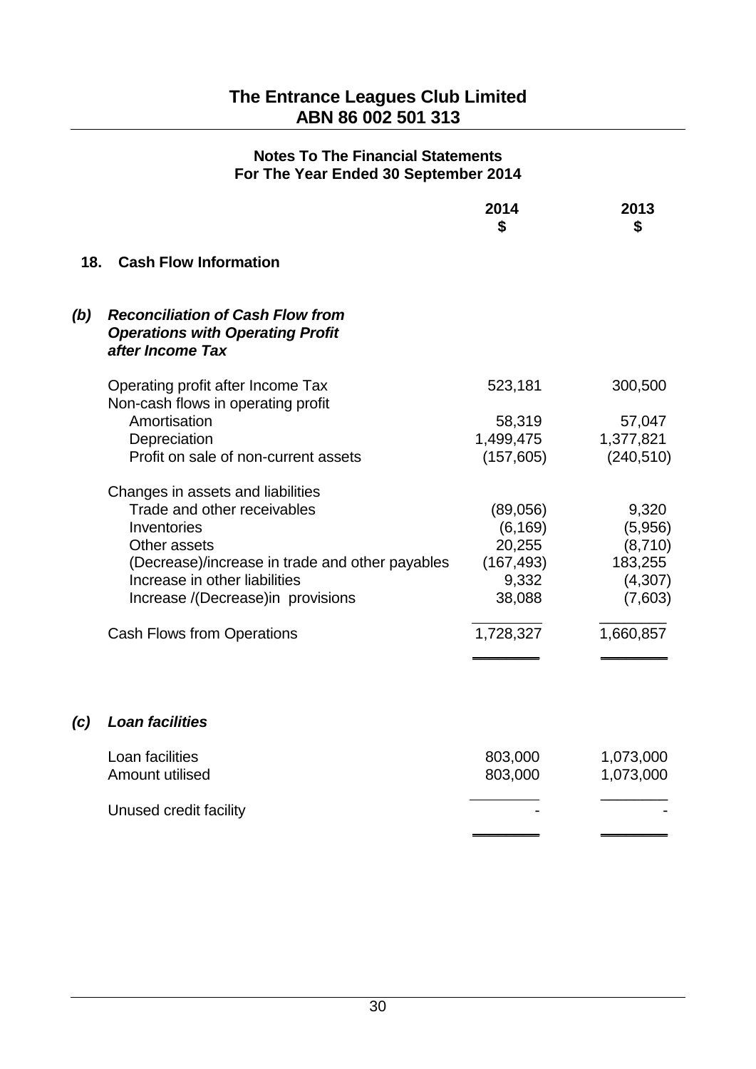# The Entrance Leagues Club Limited
## ABN 86 002 501 313

### Notes To The Financial Statements
### For The Year Ended 30 September 2014

| | 2014 $ | 2013 $ |
|---|---|---|
| **18. Cash Flow Information** | | |

***(b) Reconciliation of Cash Flow from Operations with Operating Profit after Income Tax***

| | 2014 $ | 2013 $ |
|---|---|---|
| Operating profit after Income Tax | 523,181 | 300,500 |
| Non-cash flows in operating profit | | |
| Amortisation | 58,319 | 57,047 |
| Depreciation | 1,499,475 | 1,377,821 |
| Profit on sale of non-current assets | (157,605) | (240,510) |
| Changes in assets and liabilities | | |
| Trade and other receivables | (89,056) | 9,320 |
| Inventories | (6,169) | (5,956) |
| Other assets | 20,255 | (8,710) |
| (Decrease)/increase in trade and other payables | (167,493) | 183,255 |
| Increase in other liabilities | 9,332 | (4,307) |
| Increase /(Decrease)in provisions | 38,088 | (7,603) |
| Cash Flows from Operations | 1,728,327 | 1,660,857 |

***(c) Loan facilities***

| | 2014 $ | 2013 $ |
|---|---|---|
| Loan facilities | 803,000 | 1,073,000 |
| Amount utilised | 803,000 | 1,073,000 |
| Unused credit facility | - | - |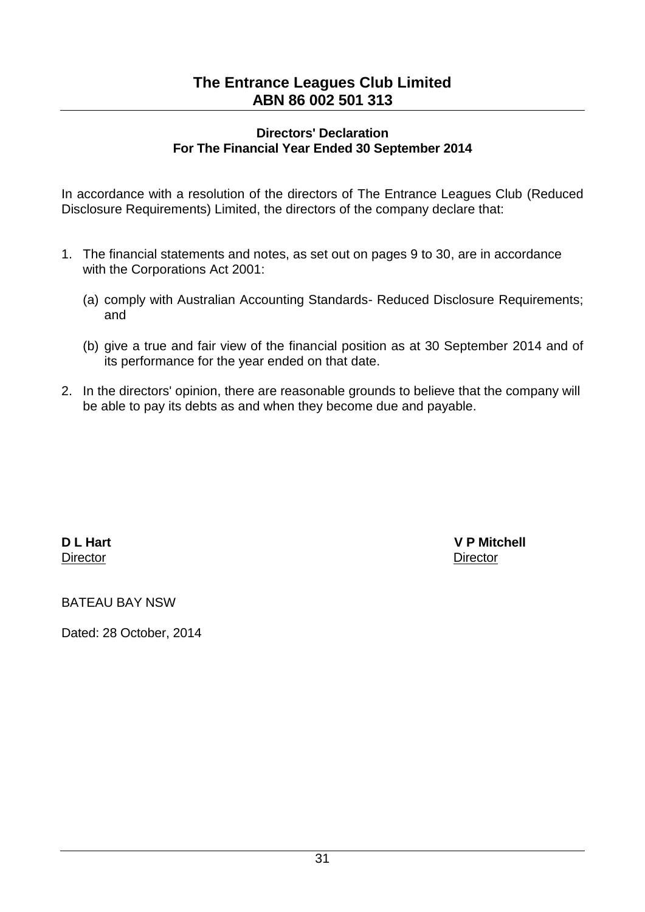# The Entrance Leagues Club Limited
# ABN 86 002 501 313

## Directors' Declaration
## For The Financial Year Ended 30 September 2014

In accordance with a resolution of the directors of The Entrance Leagues Club (Reduced Disclosure Requirements) Limited, the directors of the company declare that:

1. The financial statements and notes, as set out on pages 9 to 30, are in accordance with the Corporations Act 2001:

   (a) comply with Australian Accounting Standards- Reduced Disclosure Requirements; and

   (b) give a true and fair view of the financial position as at 30 September 2014 and of its performance for the year ended on that date.

2. In the directors' opinion, there are reasonable grounds to believe that the company will be able to pay its debts as and when they become due and payable.

**D L Hart**
Director

**V P Mitchell**
Director

BATEAU BAY NSW

Dated: 28 October, 2014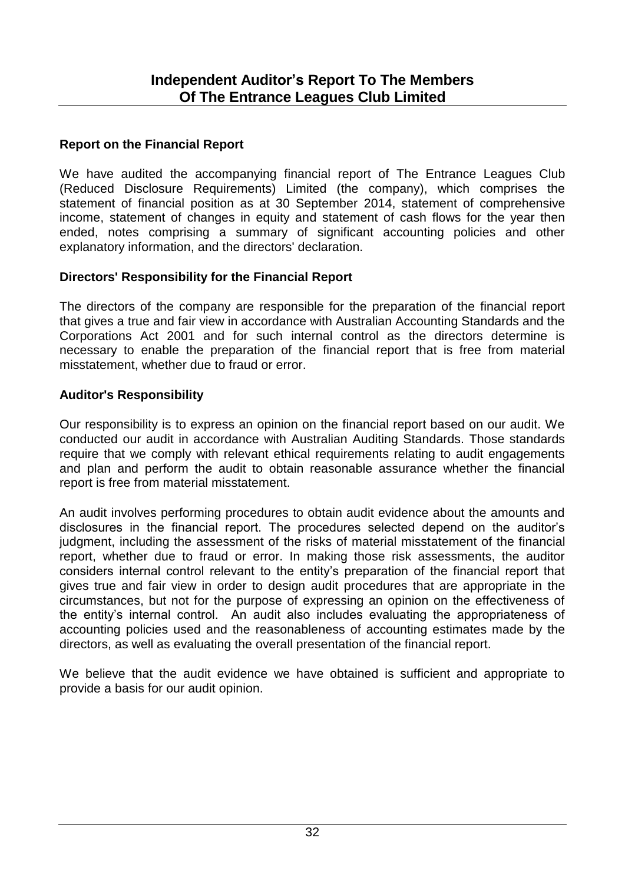# Independent Auditor's Report To The Members Of The Entrance Leagues Club Limited

## Report on the Financial Report

We have audited the accompanying financial report of The Entrance Leagues Club (Reduced Disclosure Requirements) Limited (the company), which comprises the statement of financial position as at 30 September 2014, statement of comprehensive income, statement of changes in equity and statement of cash flows for the year then ended, notes comprising a summary of significant accounting policies and other explanatory information, and the directors' declaration.

## Directors' Responsibility for the Financial Report

The directors of the company are responsible for the preparation of the financial report that gives a true and fair view in accordance with Australian Accounting Standards and the Corporations Act 2001 and for such internal control as the directors determine is necessary to enable the preparation of the financial report that is free from material misstatement, whether due to fraud or error.

## Auditor's Responsibility

Our responsibility is to express an opinion on the financial report based on our audit. We conducted our audit in accordance with Australian Auditing Standards. Those standards require that we comply with relevant ethical requirements relating to audit engagements and plan and perform the audit to obtain reasonable assurance whether the financial report is free from material misstatement.

An audit involves performing procedures to obtain audit evidence about the amounts and disclosures in the financial report. The procedures selected depend on the auditor's judgment, including the assessment of the risks of material misstatement of the financial report, whether due to fraud or error. In making those risk assessments, the auditor considers internal control relevant to the entity's preparation of the financial report that gives true and fair view in order to design audit procedures that are appropriate in the circumstances, but not for the purpose of expressing an opinion on the effectiveness of the entity's internal control. An audit also includes evaluating the appropriateness of accounting policies used and the reasonableness of accounting estimates made by the directors, as well as evaluating the overall presentation of the financial report.

We believe that the audit evidence we have obtained is sufficient and appropriate to provide a basis for our audit opinion.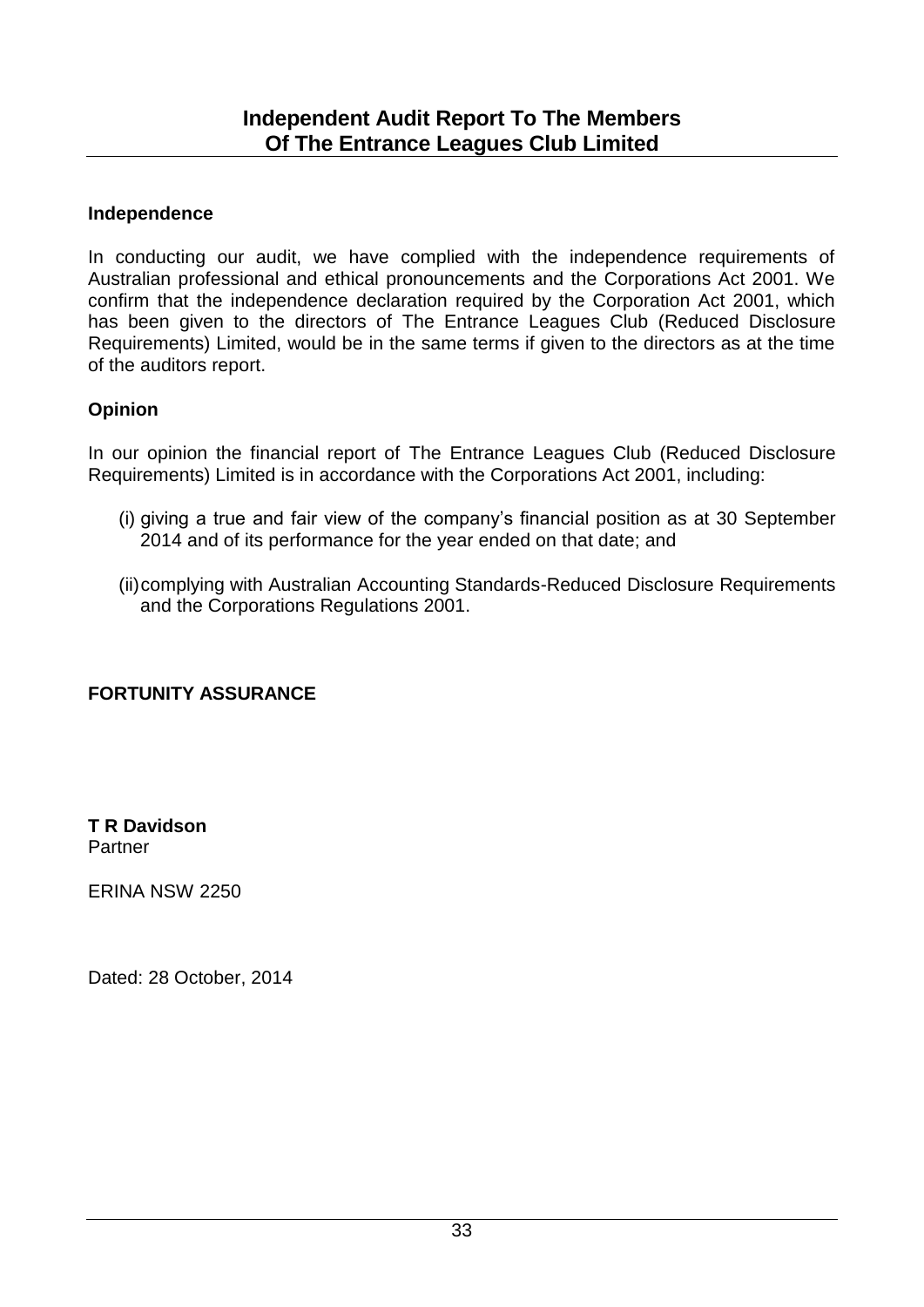# Independent Audit Report To The Members Of The Entrance Leagues Club Limited

## Independence

In conducting our audit, we have complied with the independence requirements of Australian professional and ethical pronouncements and the Corporations Act 2001. We confirm that the independence declaration required by the Corporation Act 2001, which has been given to the directors of The Entrance Leagues Club (Reduced Disclosure Requirements) Limited, would be in the same terms if given to the directors as at the time of the auditors report.

## Opinion

In our opinion the financial report of The Entrance Leagues Club (Reduced Disclosure Requirements) Limited is in accordance with the Corporations Act 2001, including:

(i) giving a true and fair view of the company's financial position as at 30 September 2014 and of its performance for the year ended on that date; and

(ii) complying with Australian Accounting Standards-Reduced Disclosure Requirements and the Corporations Regulations 2001.

**FORTUNITY ASSURANCE**

**T R Davidson**
Partner

ERINA NSW 2250

Dated: 28 October, 2014